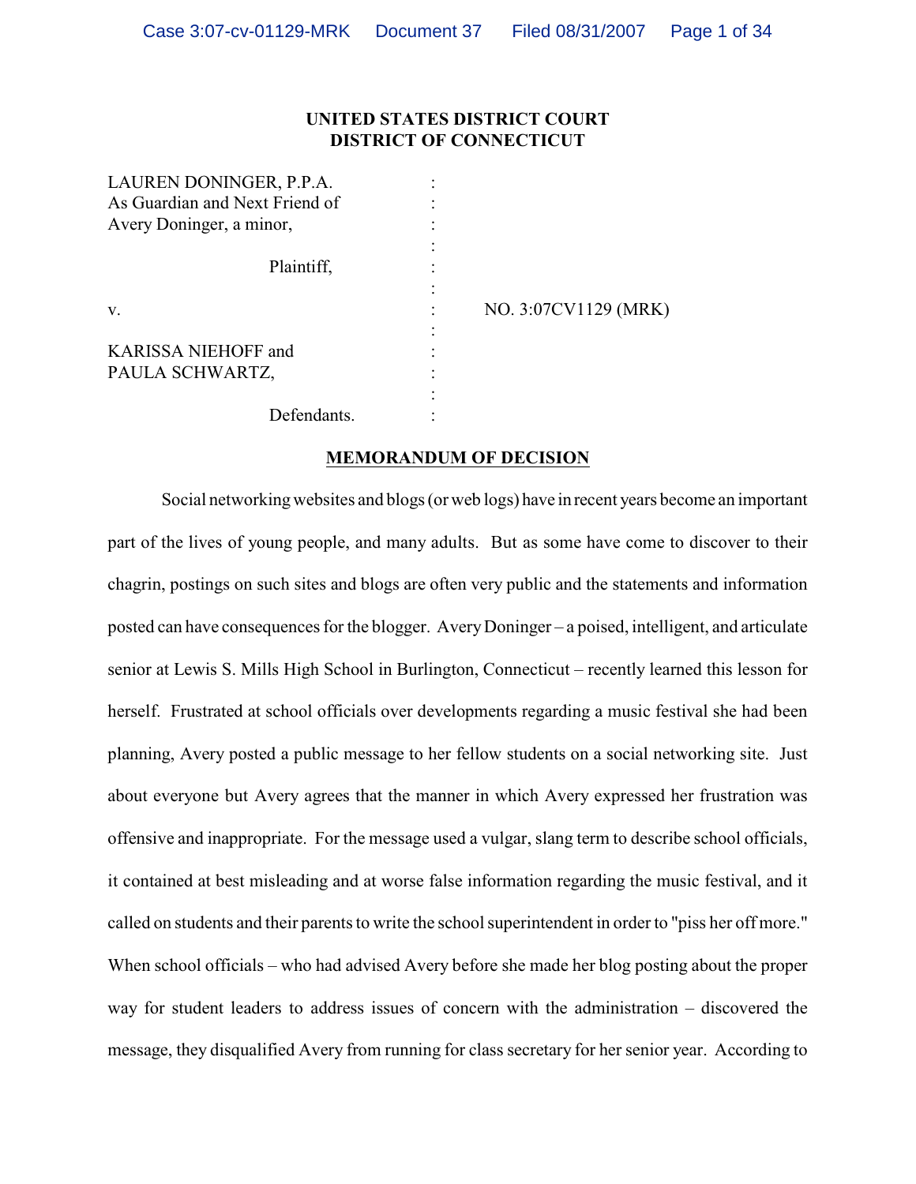**UNITED STATES DISTRICT COURT**
**DISTRICT OF CONNECTICUT**

| | | |
|---|---|---|
| LAUREN DONINGER, P.P.A. As Guardian and Next Friend of Avery Doninger, a minor, | : | |
| Plaintiff, | : | |
| v. | : | NO. 3:07CV1129 (MRK) |
| KARISSA NIEHOFF and PAULA SCHWARTZ, | : | |
| Defendants. | : | |

**MEMORANDUM OF DECISION**

Social networking websites and blogs (or web logs) have in recent years become an important part of the lives of young people, and many adults. But as some have come to discover to their chagrin, postings on such sites and blogs are often very public and the statements and information posted can have consequences for the blogger. Avery Doninger – a poised, intelligent, and articulate senior at Lewis S. Mills High School in Burlington, Connecticut – recently learned this lesson for herself. Frustrated at school officials over developments regarding a music festival she had been planning, Avery posted a public message to her fellow students on a social networking site. Just about everyone but Avery agrees that the manner in which Avery expressed her frustration was offensive and inappropriate. For the message used a vulgar, slang term to describe school officials, it contained at best misleading and at worse false information regarding the music festival, and it called on students and their parents to write the school superintendent in order to "piss her off more." When school officials – who had advised Avery before she made her blog posting about the proper way for student leaders to address issues of concern with the administration – discovered the message, they disqualified Avery from running for class secretary for her senior year. According to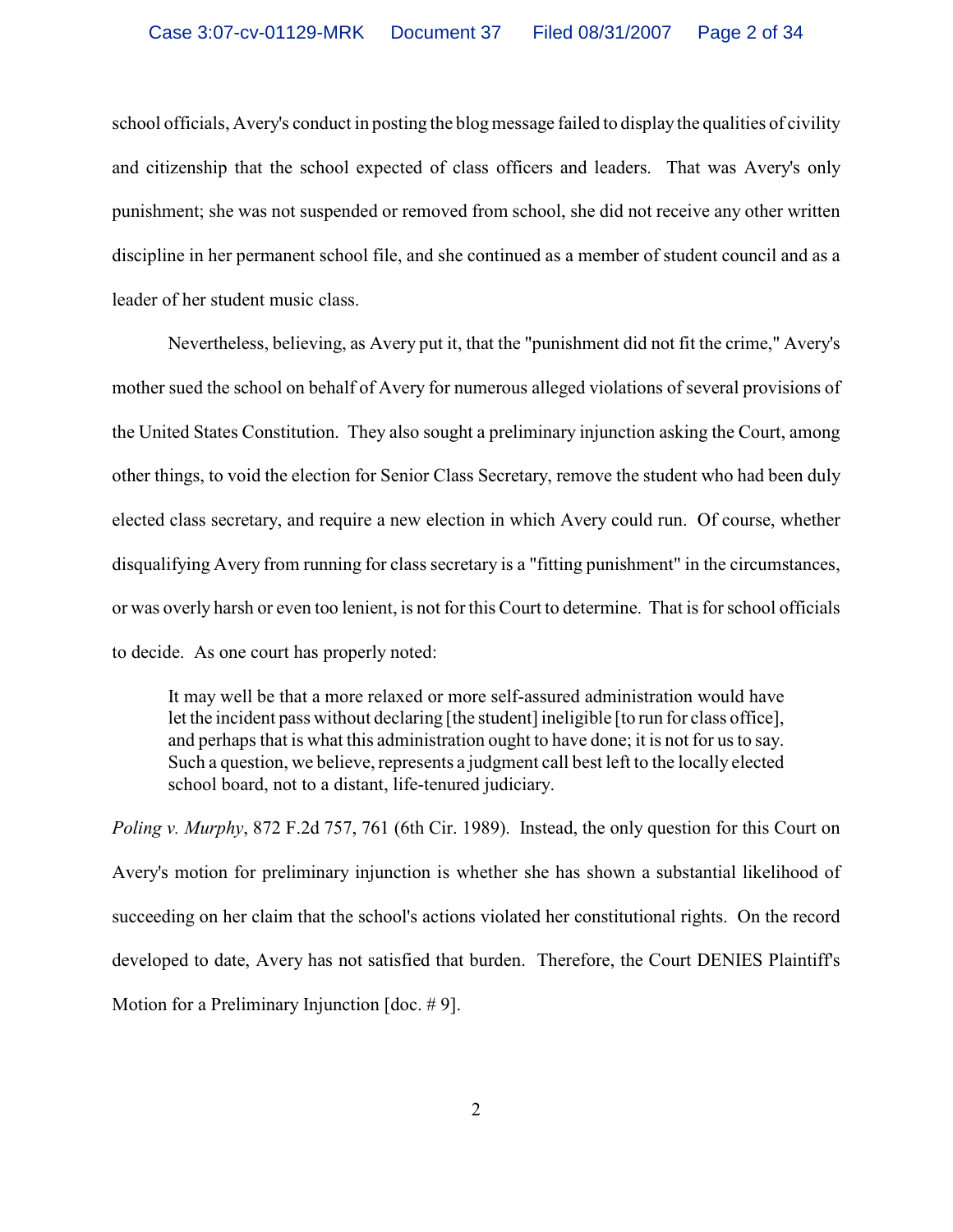school officials, Avery's conduct in posting the blog message failed to display the qualities of civility and citizenship that the school expected of class officers and leaders. That was Avery's only punishment; she was not suspended or removed from school, she did not receive any other written discipline in her permanent school file, and she continued as a member of student council and as a leader of her student music class.

Nevertheless, believing, as Avery put it, that the "punishment did not fit the crime," Avery's mother sued the school on behalf of Avery for numerous alleged violations of several provisions of the United States Constitution. They also sought a preliminary injunction asking the Court, among other things, to void the election for Senior Class Secretary, remove the student who had been duly elected class secretary, and require a new election in which Avery could run. Of course, whether disqualifying Avery from running for class secretary is a "fitting punishment" in the circumstances, or was overly harsh or even too lenient, is not for this Court to determine. That is for school officials to decide. As one court has properly noted:

> It may well be that a more relaxed or more self-assured administration would have let the incident pass without declaring [the student] ineligible [to run for class office], and perhaps that is what this administration ought to have done; it is not for us to say. Such a question, we believe, represents a judgment call best left to the locally elected school board, not to a distant, life-tenured judiciary.

*Poling v. Murphy*, 872 F.2d 757, 761 (6th Cir. 1989). Instead, the only question for this Court on Avery's motion for preliminary injunction is whether she has shown a substantial likelihood of succeeding on her claim that the school's actions violated her constitutional rights. On the record developed to date, Avery has not satisfied that burden. Therefore, the Court DENIES Plaintiff's Motion for a Preliminary Injunction [doc. # 9].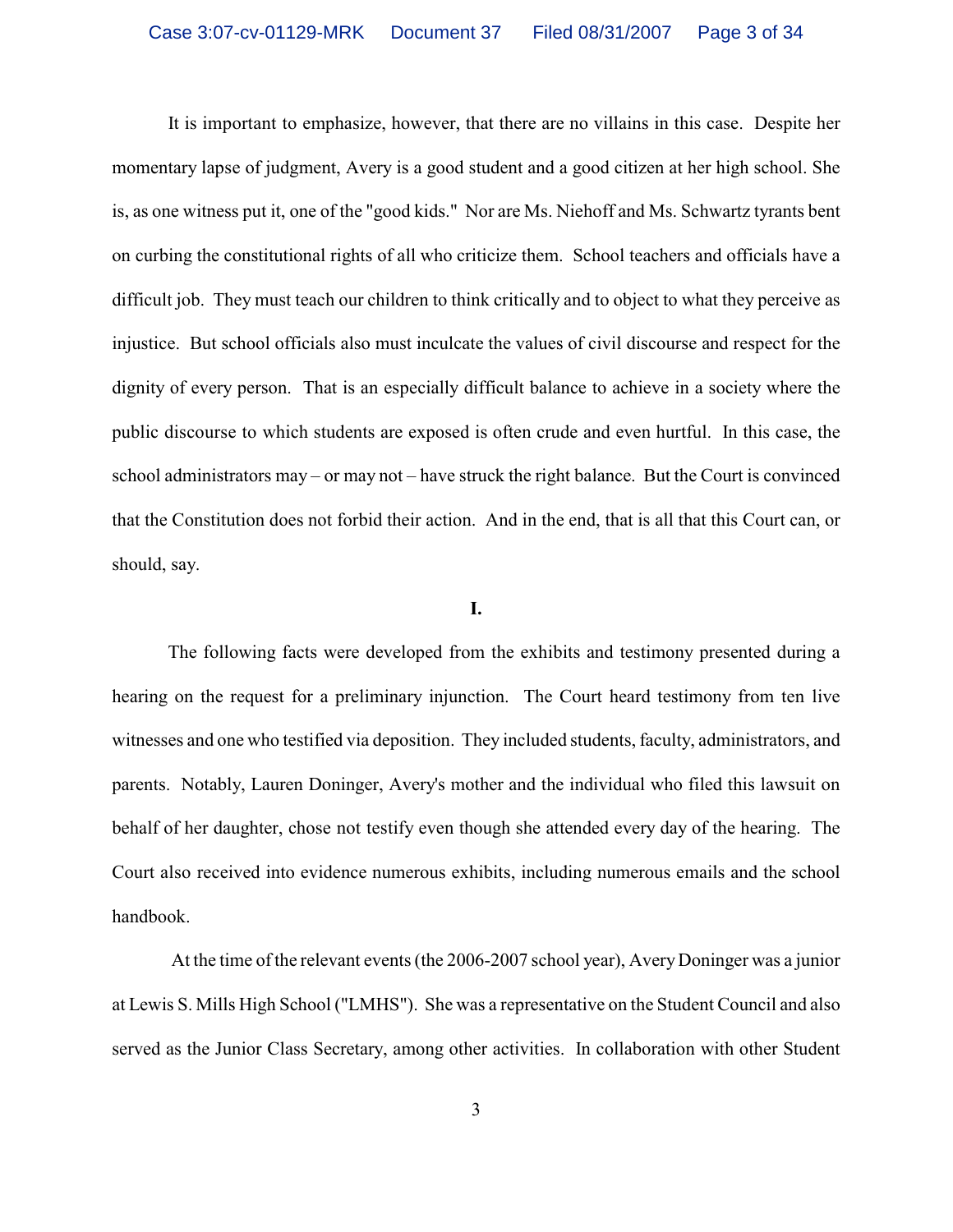It is important to emphasize, however, that there are no villains in this case. Despite her momentary lapse of judgment, Avery is a good student and a good citizen at her high school. She is, as one witness put it, one of the "good kids." Nor are Ms. Niehoff and Ms. Schwartz tyrants bent on curbing the constitutional rights of all who criticize them. School teachers and officials have a difficult job. They must teach our children to think critically and to object to what they perceive as injustice. But school officials also must inculcate the values of civil discourse and respect for the dignity of every person. That is an especially difficult balance to achieve in a society where the public discourse to which students are exposed is often crude and even hurtful. In this case, the school administrators may – or may not – have struck the right balance. But the Court is convinced that the Constitution does not forbid their action. And in the end, that is all that this Court can, or should, say.

**I.**

The following facts were developed from the exhibits and testimony presented during a hearing on the request for a preliminary injunction. The Court heard testimony from ten live witnesses and one who testified via deposition. They included students, faculty, administrators, and parents. Notably, Lauren Doninger, Avery's mother and the individual who filed this lawsuit on behalf of her daughter, chose not testify even though she attended every day of the hearing. The Court also received into evidence numerous exhibits, including numerous emails and the school handbook.

At the time of the relevant events (the 2006-2007 school year), Avery Doninger was a junior at Lewis S. Mills High School ("LMHS"). She was a representative on the Student Council and also served as the Junior Class Secretary, among other activities. In collaboration with other Student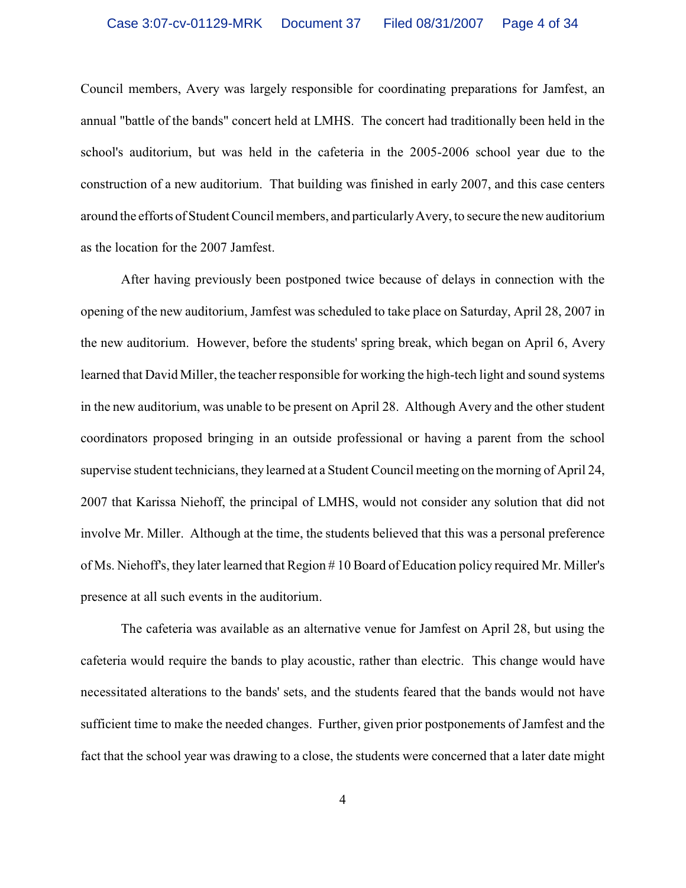Council members, Avery was largely responsible for coordinating preparations for Jamfest, an annual "battle of the bands" concert held at LMHS. The concert had traditionally been held in the school's auditorium, but was held in the cafeteria in the 2005-2006 school year due to the construction of a new auditorium. That building was finished in early 2007, and this case centers around the efforts of Student Council members, and particularly Avery, to secure the new auditorium as the location for the 2007 Jamfest.

After having previously been postponed twice because of delays in connection with the opening of the new auditorium, Jamfest was scheduled to take place on Saturday, April 28, 2007 in the new auditorium. However, before the students' spring break, which began on April 6, Avery learned that David Miller, the teacher responsible for working the high-tech light and sound systems in the new auditorium, was unable to be present on April 28. Although Avery and the other student coordinators proposed bringing in an outside professional or having a parent from the school supervise student technicians, they learned at a Student Council meeting on the morning of April 24, 2007 that Karissa Niehoff, the principal of LMHS, would not consider any solution that did not involve Mr. Miller. Although at the time, the students believed that this was a personal preference of Ms. Niehoff's, they later learned that Region # 10 Board of Education policy required Mr. Miller's presence at all such events in the auditorium.

The cafeteria was available as an alternative venue for Jamfest on April 28, but using the cafeteria would require the bands to play acoustic, rather than electric. This change would have necessitated alterations to the bands' sets, and the students feared that the bands would not have sufficient time to make the needed changes. Further, given prior postponements of Jamfest and the fact that the school year was drawing to a close, the students were concerned that a later date might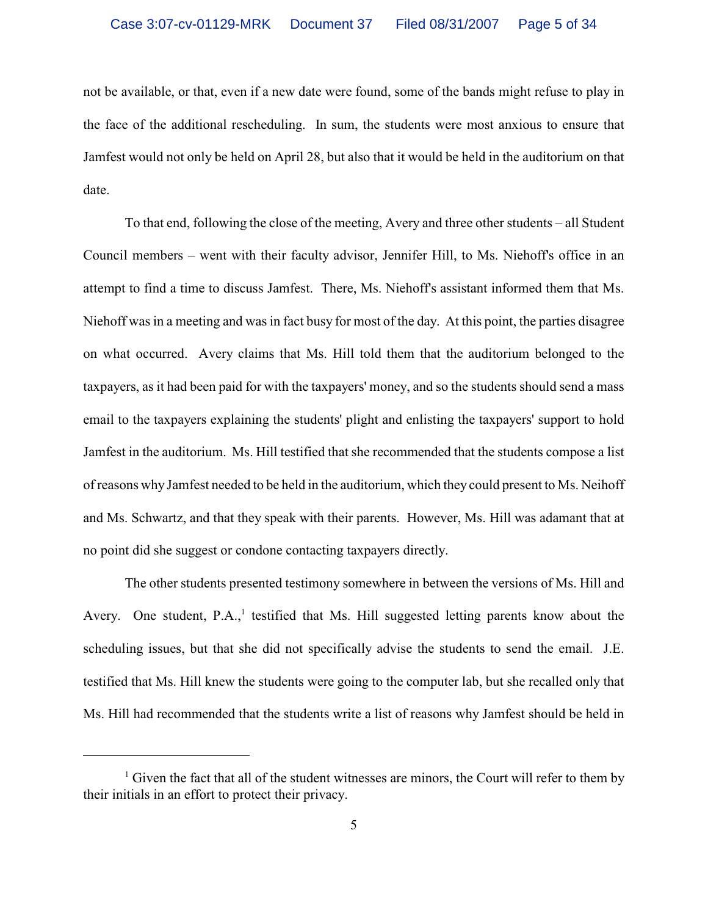not be available, or that, even if a new date were found, some of the bands might refuse to play in the face of the additional rescheduling. In sum, the students were most anxious to ensure that Jamfest would not only be held on April 28, but also that it would be held in the auditorium on that date.

To that end, following the close of the meeting, Avery and three other students – all Student Council members – went with their faculty advisor, Jennifer Hill, to Ms. Niehoff's office in an attempt to find a time to discuss Jamfest. There, Ms. Niehoff's assistant informed them that Ms. Niehoff was in a meeting and was in fact busy for most of the day. At this point, the parties disagree on what occurred. Avery claims that Ms. Hill told them that the auditorium belonged to the taxpayers, as it had been paid for with the taxpayers' money, and so the students should send a mass email to the taxpayers explaining the students' plight and enlisting the taxpayers' support to hold Jamfest in the auditorium. Ms. Hill testified that she recommended that the students compose a list of reasons why Jamfest needed to be held in the auditorium, which they could present to Ms. Neihoff and Ms. Schwartz, and that they speak with their parents. However, Ms. Hill was adamant that at no point did she suggest or condone contacting taxpayers directly.

The other students presented testimony somewhere in between the versions of Ms. Hill and Avery. One student, P.A.,[1] testified that Ms. Hill suggested letting parents know about the scheduling issues, but that she did not specifically advise the students to send the email. J.E. testified that Ms. Hill knew the students were going to the computer lab, but she recalled only that Ms. Hill had recommended that the students write a list of reasons why Jamfest should be held in

---

[1] Given the fact that all of the student witnesses are minors, the Court will refer to them by their initials in an effort to protect their privacy.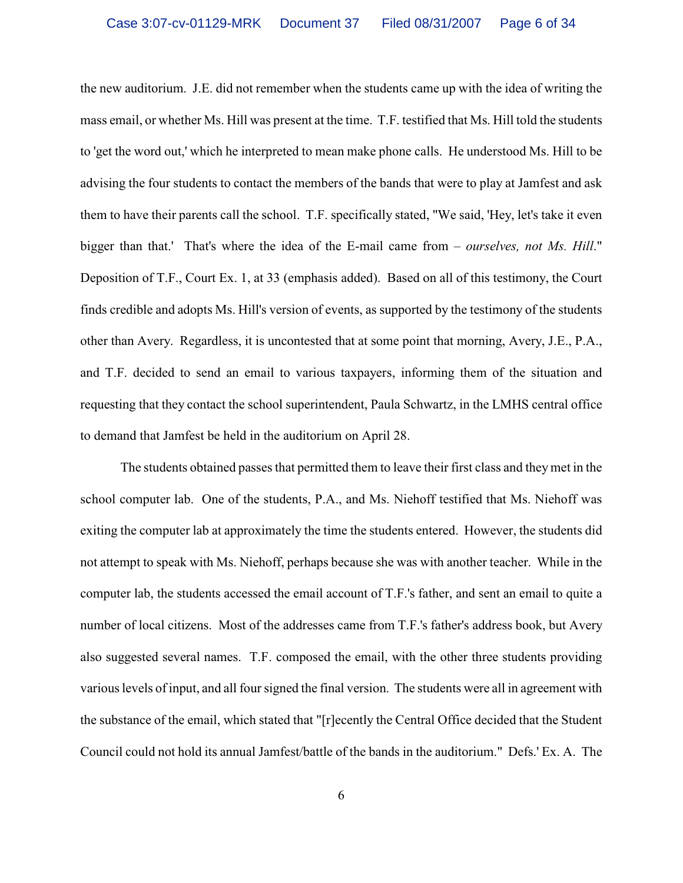the new auditorium. J.E. did not remember when the students came up with the idea of writing the mass email, or whether Ms. Hill was present at the time. T.F. testified that Ms. Hill told the students to 'get the word out,' which he interpreted to mean make phone calls. He understood Ms. Hill to be advising the four students to contact the members of the bands that were to play at Jamfest and ask them to have their parents call the school. T.F. specifically stated, "We said, 'Hey, let's take it even bigger than that.' That's where the idea of the E-mail came from – *ourselves, not Ms. Hill*." Deposition of T.F., Court Ex. 1, at 33 (emphasis added). Based on all of this testimony, the Court finds credible and adopts Ms. Hill's version of events, as supported by the testimony of the students other than Avery. Regardless, it is uncontested that at some point that morning, Avery, J.E., P.A., and T.F. decided to send an email to various taxpayers, informing them of the situation and requesting that they contact the school superintendent, Paula Schwartz, in the LMHS central office to demand that Jamfest be held in the auditorium on April 28.

The students obtained passes that permitted them to leave their first class and they met in the school computer lab. One of the students, P.A., and Ms. Niehoff testified that Ms. Niehoff was exiting the computer lab at approximately the time the students entered. However, the students did not attempt to speak with Ms. Niehoff, perhaps because she was with another teacher. While in the computer lab, the students accessed the email account of T.F.'s father, and sent an email to quite a number of local citizens. Most of the addresses came from T.F.'s father's address book, but Avery also suggested several names. T.F. composed the email, with the other three students providing various levels of input, and all four signed the final version. The students were all in agreement with the substance of the email, which stated that "[r]ecently the Central Office decided that the Student Council could not hold its annual Jamfest/battle of the bands in the auditorium." Defs.' Ex. A. The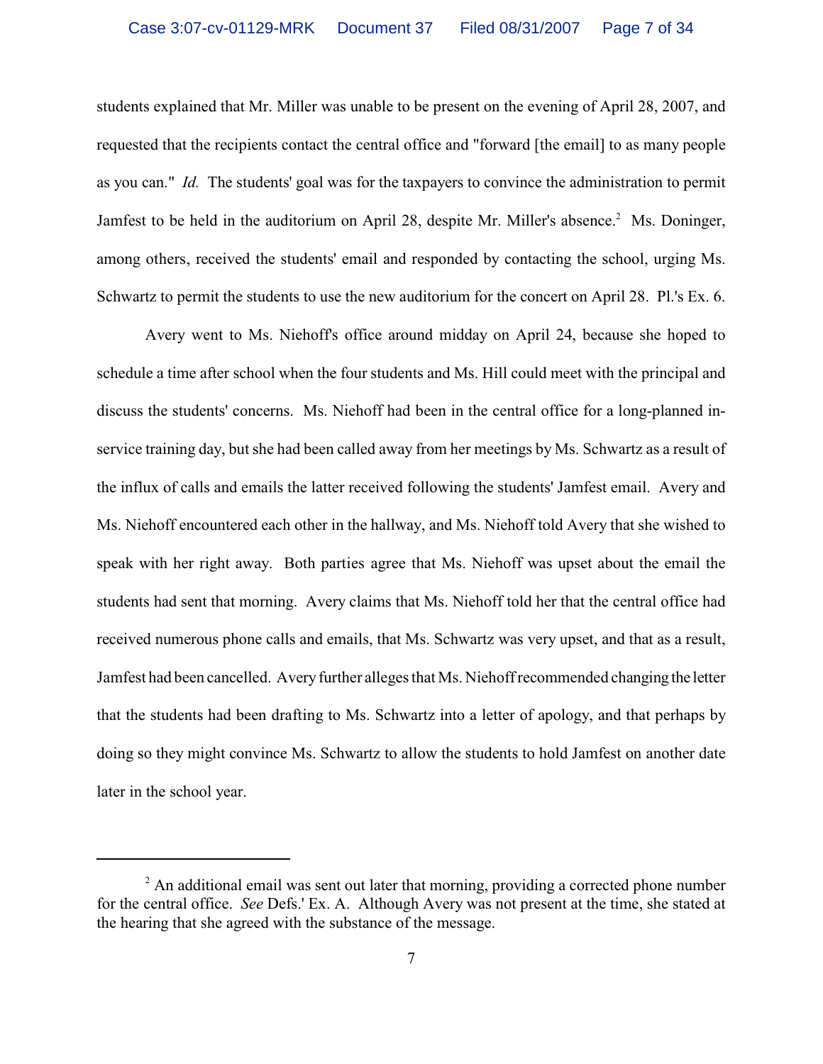students explained that Mr. Miller was unable to be present on the evening of April 28, 2007, and requested that the recipients contact the central office and "forward [the email] to as many people as you can." *Id.* The students' goal was for the taxpayers to convince the administration to permit Jamfest to be held in the auditorium on April 28, despite Mr. Miller's absence.[2] Ms. Doninger, among others, received the students' email and responded by contacting the school, urging Ms. Schwartz to permit the students to use the new auditorium for the concert on April 28. Pl.'s Ex. 6.

Avery went to Ms. Niehoff's office around midday on April 24, because she hoped to schedule a time after school when the four students and Ms. Hill could meet with the principal and discuss the students' concerns. Ms. Niehoff had been in the central office for a long-planned in-service training day, but she had been called away from her meetings by Ms. Schwartz as a result of the influx of calls and emails the latter received following the students' Jamfest email. Avery and Ms. Niehoff encountered each other in the hallway, and Ms. Niehoff told Avery that she wished to speak with her right away. Both parties agree that Ms. Niehoff was upset about the email the students had sent that morning. Avery claims that Ms. Niehoff told her that the central office had received numerous phone calls and emails, that Ms. Schwartz was very upset, and that as a result, Jamfest had been cancelled. Avery further alleges that Ms. Niehoff recommended changing the letter that the students had been drafting to Ms. Schwartz into a letter of apology, and that perhaps by doing so they might convince Ms. Schwartz to allow the students to hold Jamfest on another date later in the school year.

---

[2] An additional email was sent out later that morning, providing a corrected phone number for the central office. *See* Defs.' Ex. A. Although Avery was not present at the time, she stated at the hearing that she agreed with the substance of the message.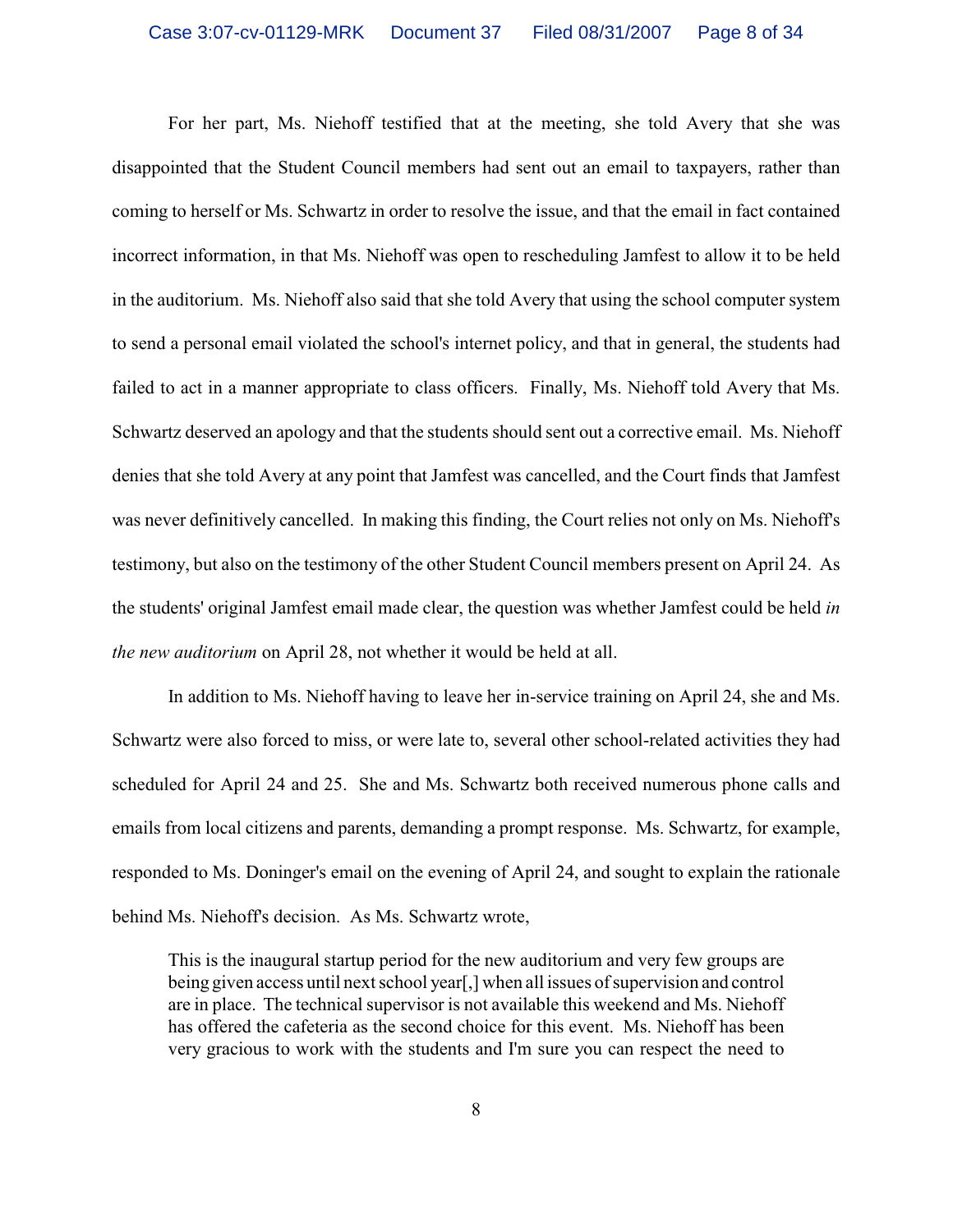For her part, Ms. Niehoff testified that at the meeting, she told Avery that she was disappointed that the Student Council members had sent out an email to taxpayers, rather than coming to herself or Ms. Schwartz in order to resolve the issue, and that the email in fact contained incorrect information, in that Ms. Niehoff was open to rescheduling Jamfest to allow it to be held in the auditorium. Ms. Niehoff also said that she told Avery that using the school computer system to send a personal email violated the school's internet policy, and that in general, the students had failed to act in a manner appropriate to class officers. Finally, Ms. Niehoff told Avery that Ms. Schwartz deserved an apology and that the students should sent out a corrective email. Ms. Niehoff denies that she told Avery at any point that Jamfest was cancelled, and the Court finds that Jamfest was never definitively cancelled. In making this finding, the Court relies not only on Ms. Niehoff's testimony, but also on the testimony of the other Student Council members present on April 24. As the students' original Jamfest email made clear, the question was whether Jamfest could be held *in the new auditorium* on April 28, not whether it would be held at all.

In addition to Ms. Niehoff having to leave her in-service training on April 24, she and Ms. Schwartz were also forced to miss, or were late to, several other school-related activities they had scheduled for April 24 and 25. She and Ms. Schwartz both received numerous phone calls and emails from local citizens and parents, demanding a prompt response. Ms. Schwartz, for example, responded to Ms. Doninger's email on the evening of April 24, and sought to explain the rationale behind Ms. Niehoff's decision. As Ms. Schwartz wrote,

> This is the inaugural startup period for the new auditorium and very few groups are being given access until next school year[,] when all issues of supervision and control are in place. The technical supervisor is not available this weekend and Ms. Niehoff has offered the cafeteria as the second choice for this event. Ms. Niehoff has been very gracious to work with the students and I'm sure you can respect the need to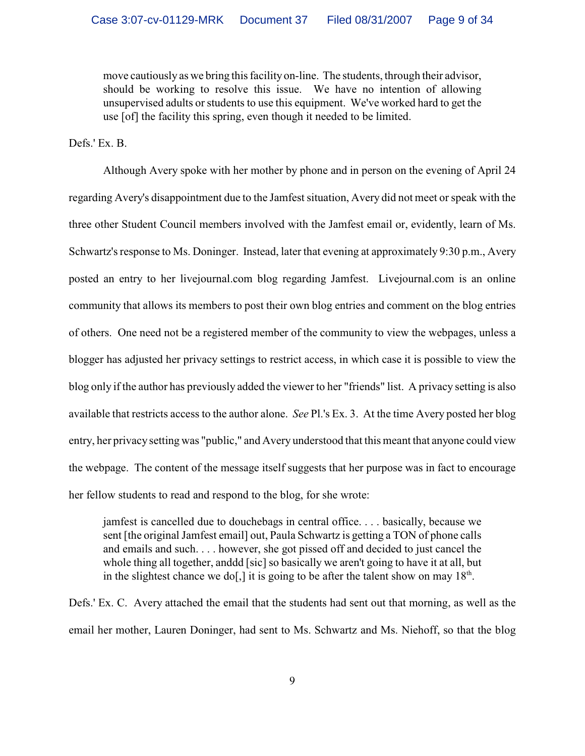> move cautiously as we bring this facility on-line. The students, through their advisor, should be working to resolve this issue. We have no intention of allowing unsupervised adults or students to use this equipment. We've worked hard to get the use [of] the facility this spring, even though it needed to be limited.

Defs.' Ex. B.

Although Avery spoke with her mother by phone and in person on the evening of April 24 regarding Avery's disappointment due to the Jamfest situation, Avery did not meet or speak with the three other Student Council members involved with the Jamfest email or, evidently, learn of Ms. Schwartz's response to Ms. Doninger. Instead, later that evening at approximately 9:30 p.m., Avery posted an entry to her livejournal.com blog regarding Jamfest. Livejournal.com is an online community that allows its members to post their own blog entries and comment on the blog entries of others. One need not be a registered member of the community to view the webpages, unless a blogger has adjusted her privacy settings to restrict access, in which case it is possible to view the blog only if the author has previously added the viewer to her "friends" list. A privacy setting is also available that restricts access to the author alone. *See* Pl.'s Ex. 3. At the time Avery posted her blog entry, her privacy setting was "public," and Avery understood that this meant that anyone could view the webpage. The content of the message itself suggests that her purpose was in fact to encourage her fellow students to read and respond to the blog, for she wrote:

> jamfest is cancelled due to douchebags in central office. . . . basically, because we sent [the original Jamfest email] out, Paula Schwartz is getting a TON of phone calls and emails and such. . . . however, she got pissed off and decided to just cancel the whole thing all together, anddd [sic] so basically we aren't going to have it at all, but in the slightest chance we do[,] it is going to be after the talent show on may 18th.

Defs.' Ex. C. Avery attached the email that the students had sent out that morning, as well as the email her mother, Lauren Doninger, had sent to Ms. Schwartz and Ms. Niehoff, so that the blog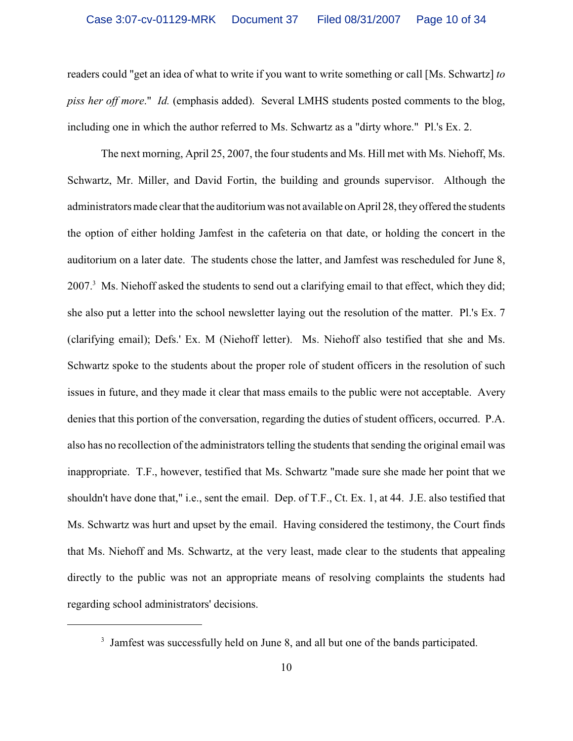readers could "get an idea of what to write if you want to write something or call [Ms. Schwartz] *to piss her off more*." *Id.* (emphasis added). Several LMHS students posted comments to the blog, including one in which the author referred to Ms. Schwartz as a "dirty whore." Pl.'s Ex. 2.

The next morning, April 25, 2007, the four students and Ms. Hill met with Ms. Niehoff, Ms. Schwartz, Mr. Miller, and David Fortin, the building and grounds supervisor. Although the administrators made clear that the auditorium was not available on April 28, they offered the students the option of either holding Jamfest in the cafeteria on that date, or holding the concert in the auditorium on a later date. The students chose the latter, and Jamfest was rescheduled for June 8, 2007.[3] Ms. Niehoff asked the students to send out a clarifying email to that effect, which they did; she also put a letter into the school newsletter laying out the resolution of the matter. Pl.'s Ex. 7 (clarifying email); Defs.' Ex. M (Niehoff letter). Ms. Niehoff also testified that she and Ms. Schwartz spoke to the students about the proper role of student officers in the resolution of such issues in future, and they made it clear that mass emails to the public were not acceptable. Avery denies that this portion of the conversation, regarding the duties of student officers, occurred. P.A. also has no recollection of the administrators telling the students that sending the original email was inappropriate. T.F., however, testified that Ms. Schwartz "made sure she made her point that we shouldn't have done that," i.e., sent the email. Dep. of T.F., Ct. Ex. 1, at 44. J.E. also testified that Ms. Schwartz was hurt and upset by the email. Having considered the testimony, the Court finds that Ms. Niehoff and Ms. Schwartz, at the very least, made clear to the students that appealing directly to the public was not an appropriate means of resolving complaints the students had regarding school administrators' decisions.

---

[3] Jamfest was successfully held on June 8, and all but one of the bands participated.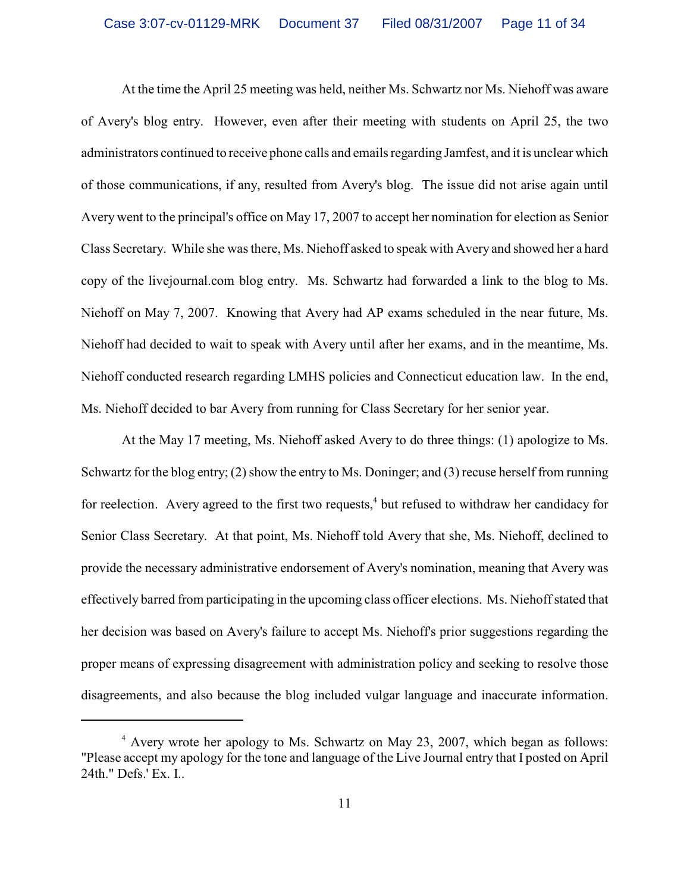At the time the April 25 meeting was held, neither Ms. Schwartz nor Ms. Niehoff was aware of Avery's blog entry. However, even after their meeting with students on April 25, the two administrators continued to receive phone calls and emails regarding Jamfest, and it is unclear which of those communications, if any, resulted from Avery's blog. The issue did not arise again until Avery went to the principal's office on May 17, 2007 to accept her nomination for election as Senior Class Secretary. While she was there, Ms. Niehoff asked to speak with Avery and showed her a hard copy of the livejournal.com blog entry. Ms. Schwartz had forwarded a link to the blog to Ms. Niehoff on May 7, 2007. Knowing that Avery had AP exams scheduled in the near future, Ms. Niehoff had decided to wait to speak with Avery until after her exams, and in the meantime, Ms. Niehoff conducted research regarding LMHS policies and Connecticut education law. In the end, Ms. Niehoff decided to bar Avery from running for Class Secretary for her senior year.

At the May 17 meeting, Ms. Niehoff asked Avery to do three things: (1) apologize to Ms. Schwartz for the blog entry; (2) show the entry to Ms. Doninger; and (3) recuse herself from running for reelection. Avery agreed to the first two requests,[4] but refused to withdraw her candidacy for Senior Class Secretary. At that point, Ms. Niehoff told Avery that she, Ms. Niehoff, declined to provide the necessary administrative endorsement of Avery's nomination, meaning that Avery was effectively barred from participating in the upcoming class officer elections. Ms. Niehoff stated that her decision was based on Avery's failure to accept Ms. Niehoff's prior suggestions regarding the proper means of expressing disagreement with administration policy and seeking to resolve those disagreements, and also because the blog included vulgar language and inaccurate information.

---

[4] Avery wrote her apology to Ms. Schwartz on May 23, 2007, which began as follows: "Please accept my apology for the tone and language of the Live Journal entry that I posted on April 24th." Defs.' Ex. I..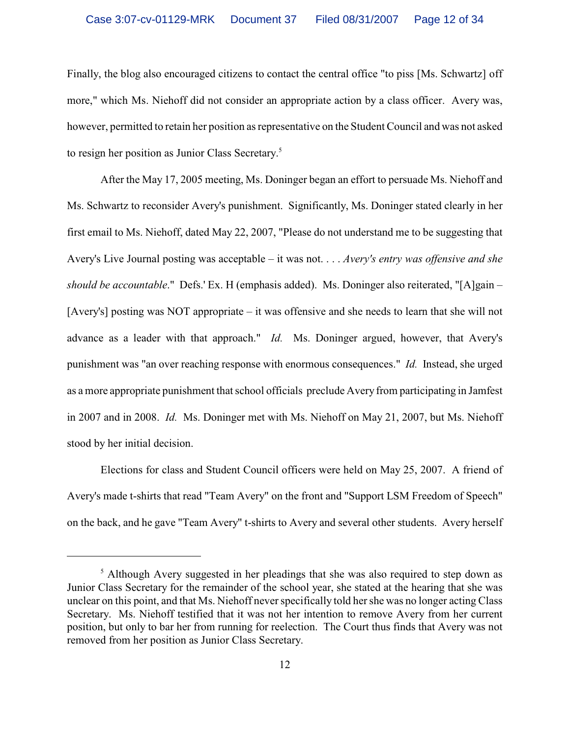Finally, the blog also encouraged citizens to contact the central office "to piss [Ms. Schwartz] off more," which Ms. Niehoff did not consider an appropriate action by a class officer. Avery was, however, permitted to retain her position as representative on the Student Council and was not asked to resign her position as Junior Class Secretary.[5]

After the May 17, 2005 meeting, Ms. Doninger began an effort to persuade Ms. Niehoff and Ms. Schwartz to reconsider Avery's punishment. Significantly, Ms. Doninger stated clearly in her first email to Ms. Niehoff, dated May 22, 2007, "Please do not understand me to be suggesting that Avery's Live Journal posting was acceptable – it was not. . . . *Avery's entry was offensive and she should be accountable*." Defs.' Ex. H (emphasis added). Ms. Doninger also reiterated, "[A]gain – [Avery's] posting was NOT appropriate – it was offensive and she needs to learn that she will not advance as a leader with that approach." *Id.* Ms. Doninger argued, however, that Avery's punishment was "an over reaching response with enormous consequences." *Id.* Instead, she urged as a more appropriate punishment that school officials preclude Avery from participating in Jamfest in 2007 and in 2008. *Id.* Ms. Doninger met with Ms. Niehoff on May 21, 2007, but Ms. Niehoff stood by her initial decision.

Elections for class and Student Council officers were held on May 25, 2007. A friend of Avery's made t-shirts that read "Team Avery" on the front and "Support LSM Freedom of Speech" on the back, and he gave "Team Avery" t-shirts to Avery and several other students. Avery herself

---

[5] Although Avery suggested in her pleadings that she was also required to step down as Junior Class Secretary for the remainder of the school year, she stated at the hearing that she was unclear on this point, and that Ms. Niehoff never specifically told her she was no longer acting Class Secretary. Ms. Niehoff testified that it was not her intention to remove Avery from her current position, but only to bar her from running for reelection. The Court thus finds that Avery was not removed from her position as Junior Class Secretary.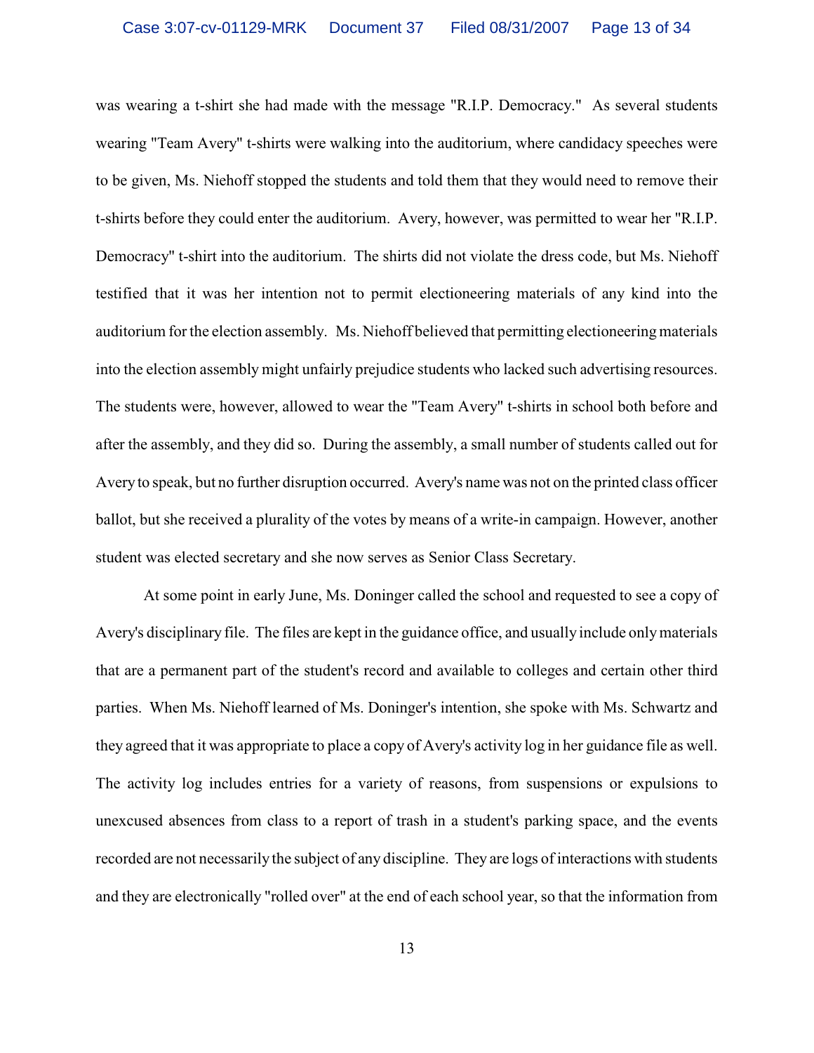was wearing a t-shirt she had made with the message "R.I.P. Democracy." As several students wearing "Team Avery" t-shirts were walking into the auditorium, where candidacy speeches were to be given, Ms. Niehoff stopped the students and told them that they would need to remove their t-shirts before they could enter the auditorium. Avery, however, was permitted to wear her "R.I.P. Democracy" t-shirt into the auditorium. The shirts did not violate the dress code, but Ms. Niehoff testified that it was her intention not to permit electioneering materials of any kind into the auditorium for the election assembly. Ms. Niehoff believed that permitting electioneering materials into the election assembly might unfairly prejudice students who lacked such advertising resources. The students were, however, allowed to wear the "Team Avery" t-shirts in school both before and after the assembly, and they did so. During the assembly, a small number of students called out for Avery to speak, but no further disruption occurred. Avery's name was not on the printed class officer ballot, but she received a plurality of the votes by means of a write-in campaign. However, another student was elected secretary and she now serves as Senior Class Secretary.

At some point in early June, Ms. Doninger called the school and requested to see a copy of Avery's disciplinary file. The files are kept in the guidance office, and usually include only materials that are a permanent part of the student's record and available to colleges and certain other third parties. When Ms. Niehoff learned of Ms. Doninger's intention, she spoke with Ms. Schwartz and they agreed that it was appropriate to place a copy of Avery's activity log in her guidance file as well. The activity log includes entries for a variety of reasons, from suspensions or expulsions to unexcused absences from class to a report of trash in a student's parking space, and the events recorded are not necessarily the subject of any discipline. They are logs of interactions with students and they are electronically "rolled over" at the end of each school year, so that the information from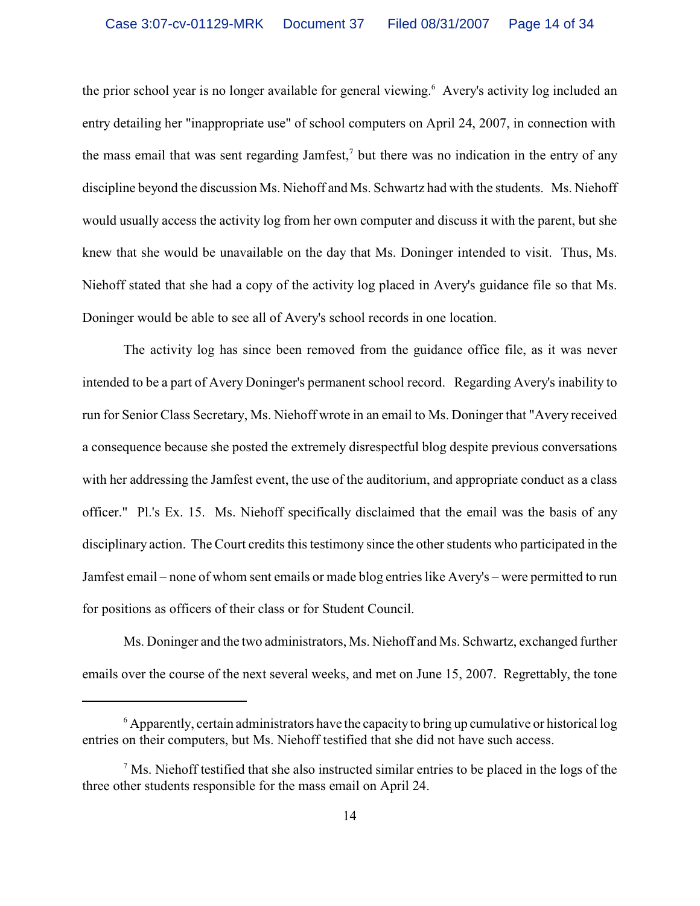the prior school year is no longer available for general viewing.[6] Avery's activity log included an entry detailing her "inappropriate use" of school computers on April 24, 2007, in connection with the mass email that was sent regarding Jamfest,[7] but there was no indication in the entry of any discipline beyond the discussion Ms. Niehoff and Ms. Schwartz had with the students. Ms. Niehoff would usually access the activity log from her own computer and discuss it with the parent, but she knew that she would be unavailable on the day that Ms. Doninger intended to visit. Thus, Ms. Niehoff stated that she had a copy of the activity log placed in Avery's guidance file so that Ms. Doninger would be able to see all of Avery's school records in one location.

The activity log has since been removed from the guidance office file, as it was never intended to be a part of Avery Doninger's permanent school record. Regarding Avery's inability to run for Senior Class Secretary, Ms. Niehoff wrote in an email to Ms. Doninger that "Avery received a consequence because she posted the extremely disrespectful blog despite previous conversations with her addressing the Jamfest event, the use of the auditorium, and appropriate conduct as a class officer." Pl.'s Ex. 15. Ms. Niehoff specifically disclaimed that the email was the basis of any disciplinary action. The Court credits this testimony since the other students who participated in the Jamfest email – none of whom sent emails or made blog entries like Avery's – were permitted to run for positions as officers of their class or for Student Council.

Ms. Doninger and the two administrators, Ms. Niehoff and Ms. Schwartz, exchanged further emails over the course of the next several weeks, and met on June 15, 2007. Regrettably, the tone

---

[6] Apparently, certain administrators have the capacity to bring up cumulative or historical log entries on their computers, but Ms. Niehoff testified that she did not have such access.

[7] Ms. Niehoff testified that she also instructed similar entries to be placed in the logs of the three other students responsible for the mass email on April 24.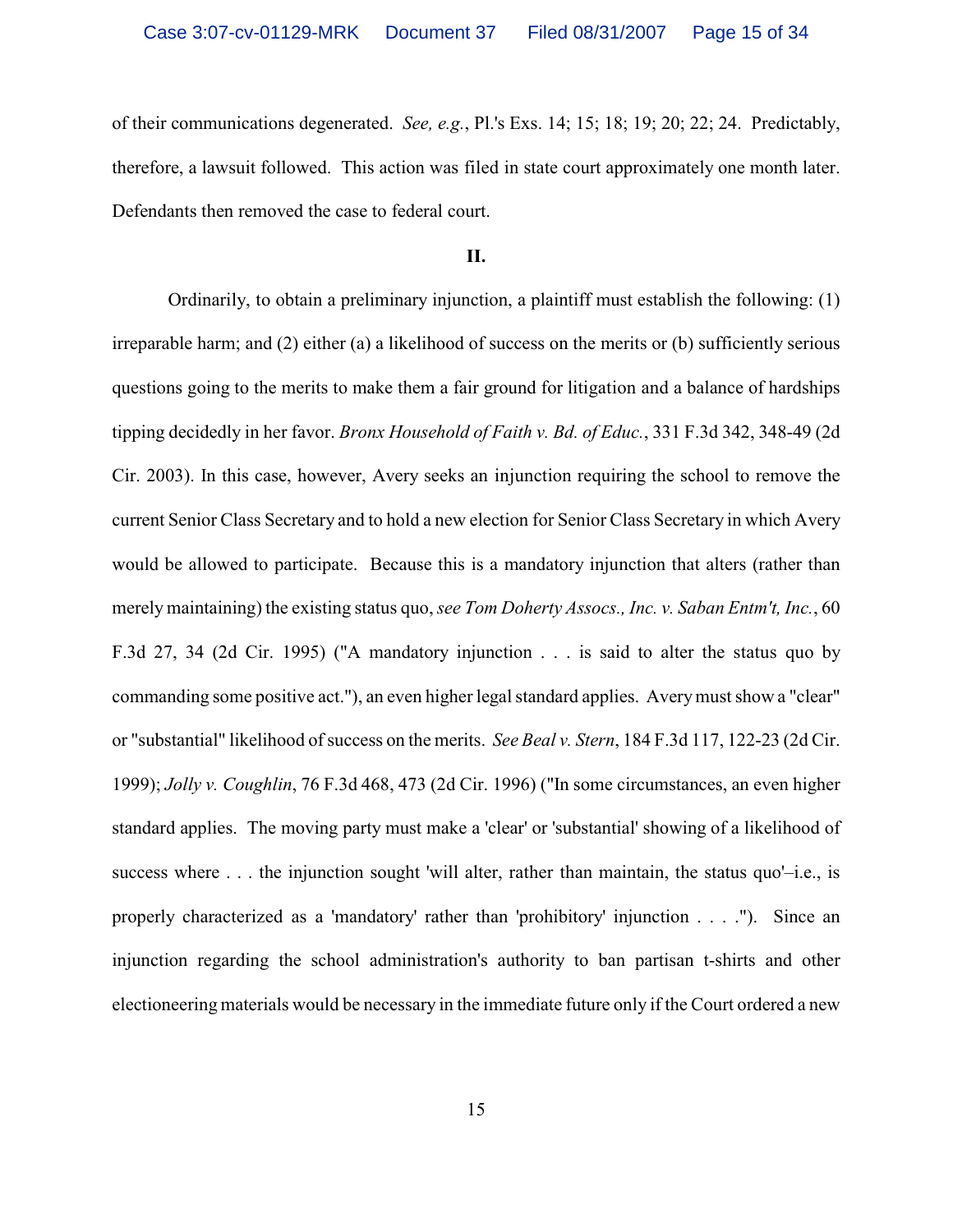of their communications degenerated. *See, e.g.*, Pl.'s Exs. 14; 15; 18; 19; 20; 22; 24. Predictably, therefore, a lawsuit followed. This action was filed in state court approximately one month later. Defendants then removed the case to federal court.

**II.**

Ordinarily, to obtain a preliminary injunction, a plaintiff must establish the following: (1) irreparable harm; and (2) either (a) a likelihood of success on the merits or (b) sufficiently serious questions going to the merits to make them a fair ground for litigation and a balance of hardships tipping decidedly in her favor. *Bronx Household of Faith v. Bd. of Educ.*, 331 F.3d 342, 348-49 (2d Cir. 2003). In this case, however, Avery seeks an injunction requiring the school to remove the current Senior Class Secretary and to hold a new election for Senior Class Secretary in which Avery would be allowed to participate. Because this is a mandatory injunction that alters (rather than merely maintaining) the existing status quo, *see Tom Doherty Assocs., Inc. v. Saban Entm't, Inc.*, 60 F.3d 27, 34 (2d Cir. 1995) ("A mandatory injunction . . . is said to alter the status quo by commanding some positive act."), an even higher legal standard applies. Avery must show a "clear" or "substantial" likelihood of success on the merits. *See Beal v. Stern*, 184 F.3d 117, 122-23 (2d Cir. 1999); *Jolly v. Coughlin*, 76 F.3d 468, 473 (2d Cir. 1996) ("In some circumstances, an even higher standard applies. The moving party must make a 'clear' or 'substantial' showing of a likelihood of success where . . . the injunction sought 'will alter, rather than maintain, the status quo'–i.e., is properly characterized as a 'mandatory' rather than 'prohibitory' injunction . . . ."). Since an injunction regarding the school administration's authority to ban partisan t-shirts and other electioneering materials would be necessary in the immediate future only if the Court ordered a new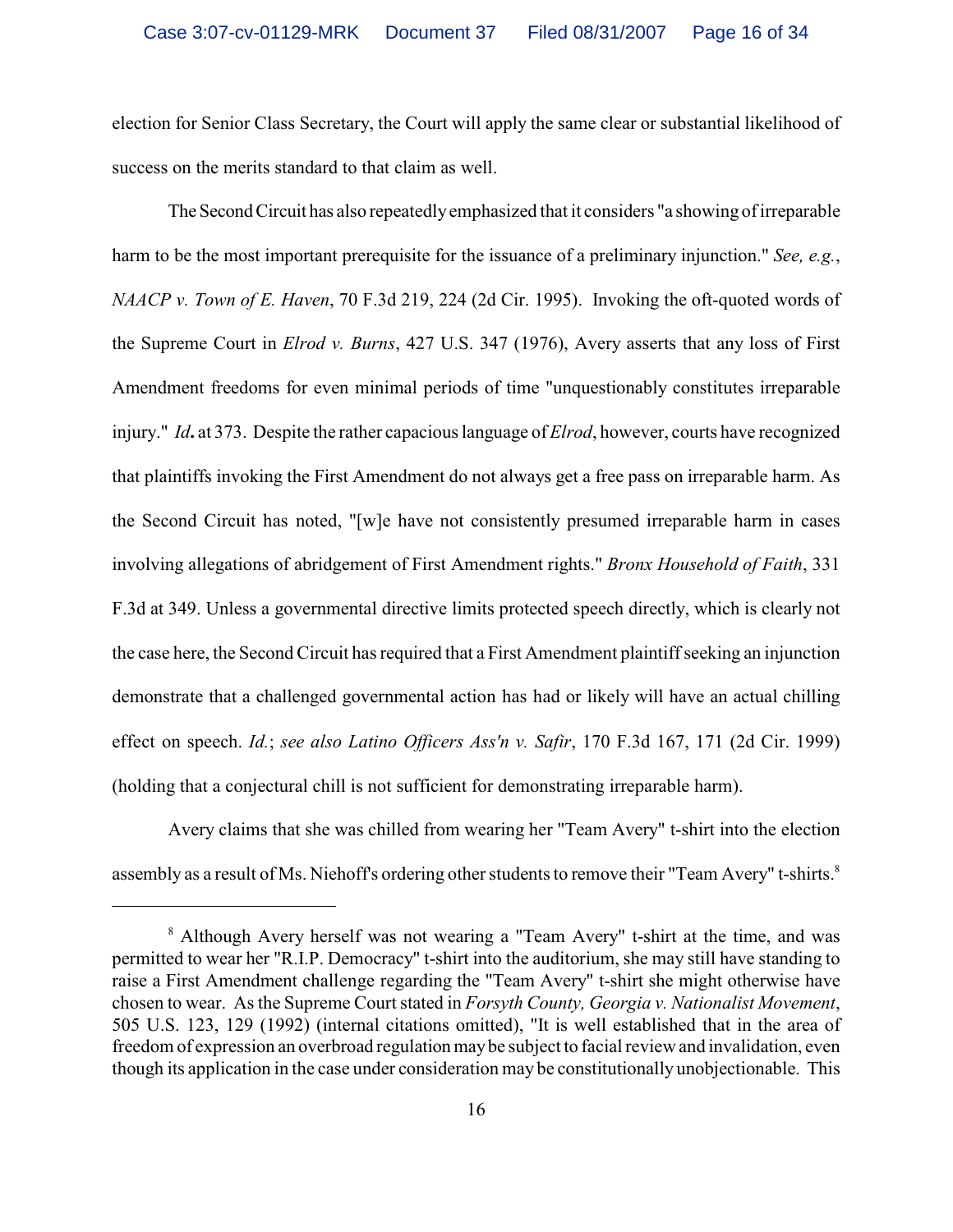election for Senior Class Secretary, the Court will apply the same clear or substantial likelihood of success on the merits standard to that claim as well.

The Second Circuit has also repeatedly emphasized that it considers "a showing of irreparable harm to be the most important prerequisite for the issuance of a preliminary injunction." *See, e.g.*, *NAACP v. Town of E. Haven*, 70 F.3d 219, 224 (2d Cir. 1995). Invoking the oft-quoted words of the Supreme Court in *Elrod v. Burns*, 427 U.S. 347 (1976), Avery asserts that any loss of First Amendment freedoms for even minimal periods of time "unquestionably constitutes irreparable injury." *Id.* at 373. Despite the rather capacious language of *Elrod*, however, courts have recognized that plaintiffs invoking the First Amendment do not always get a free pass on irreparable harm. As the Second Circuit has noted, "[w]e have not consistently presumed irreparable harm in cases involving allegations of abridgement of First Amendment rights." *Bronx Household of Faith*, 331 F.3d at 349. Unless a governmental directive limits protected speech directly, which is clearly not the case here, the Second Circuit has required that a First Amendment plaintiff seeking an injunction demonstrate that a challenged governmental action has had or likely will have an actual chilling effect on speech. *Id.*; *see also Latino Officers Ass'n v. Safir*, 170 F.3d 167, 171 (2d Cir. 1999) (holding that a conjectural chill is not sufficient for demonstrating irreparable harm).

Avery claims that she was chilled from wearing her "Team Avery" t-shirt into the election assembly as a result of Ms. Niehoff's ordering other students to remove their "Team Avery" t-shirts.[8]

---

[8] Although Avery herself was not wearing a "Team Avery" t-shirt at the time, and was permitted to wear her "R.I.P. Democracy" t-shirt into the auditorium, she may still have standing to raise a First Amendment challenge regarding the "Team Avery" t-shirt she might otherwise have chosen to wear. As the Supreme Court stated in *Forsyth County, Georgia v. Nationalist Movement*, 505 U.S. 123, 129 (1992) (internal citations omitted), "It is well established that in the area of freedom of expression an overbroad regulation may be subject to facial review and invalidation, even though its application in the case under consideration may be constitutionally unobjectionable. This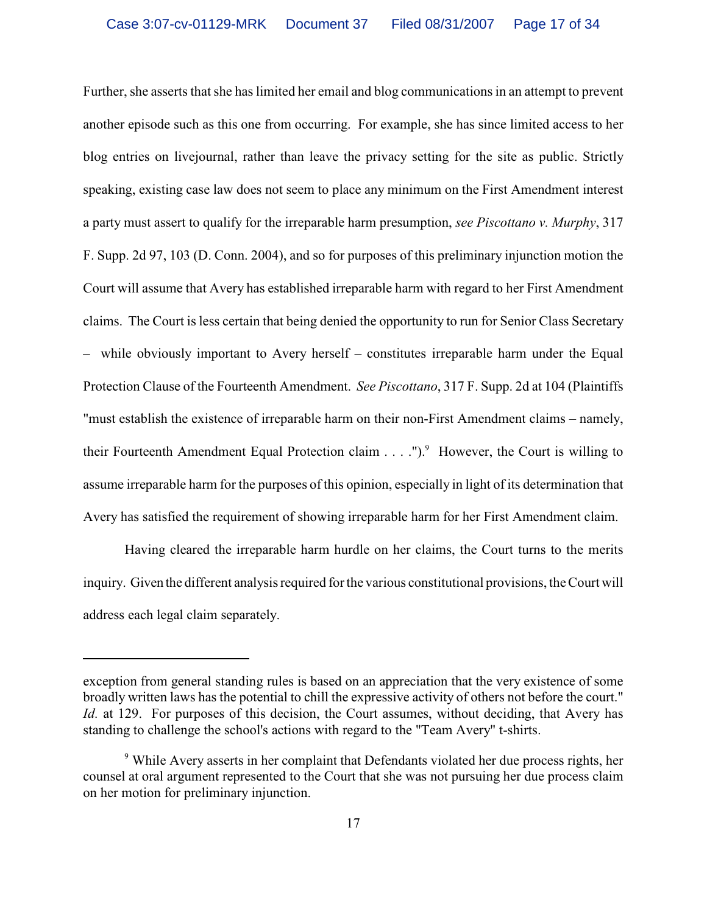Further, she asserts that she has limited her email and blog communications in an attempt to prevent another episode such as this one from occurring. For example, she has since limited access to her blog entries on livejournal, rather than leave the privacy setting for the site as public. Strictly speaking, existing case law does not seem to place any minimum on the First Amendment interest a party must assert to qualify for the irreparable harm presumption, *see Piscottano v. Murphy*, 317 F. Supp. 2d 97, 103 (D. Conn. 2004), and so for purposes of this preliminary injunction motion the Court will assume that Avery has established irreparable harm with regard to her First Amendment claims. The Court is less certain that being denied the opportunity to run for Senior Class Secretary – while obviously important to Avery herself – constitutes irreparable harm under the Equal Protection Clause of the Fourteenth Amendment. *See Piscottano*, 317 F. Supp. 2d at 104 (Plaintiffs "must establish the existence of irreparable harm on their non-First Amendment claims – namely, their Fourteenth Amendment Equal Protection claim . . . .").[9] However, the Court is willing to assume irreparable harm for the purposes of this opinion, especially in light of its determination that Avery has satisfied the requirement of showing irreparable harm for her First Amendment claim.

Having cleared the irreparable harm hurdle on her claims, the Court turns to the merits inquiry. Given the different analysis required for the various constitutional provisions, the Court will address each legal claim separately.

---

exception from general standing rules is based on an appreciation that the very existence of some broadly written laws has the potential to chill the expressive activity of others not before the court." *Id.* at 129. For purposes of this decision, the Court assumes, without deciding, that Avery has standing to challenge the school's actions with regard to the "Team Avery" t-shirts.

[9] While Avery asserts in her complaint that Defendants violated her due process rights, her counsel at oral argument represented to the Court that she was not pursuing her due process claim on her motion for preliminary injunction.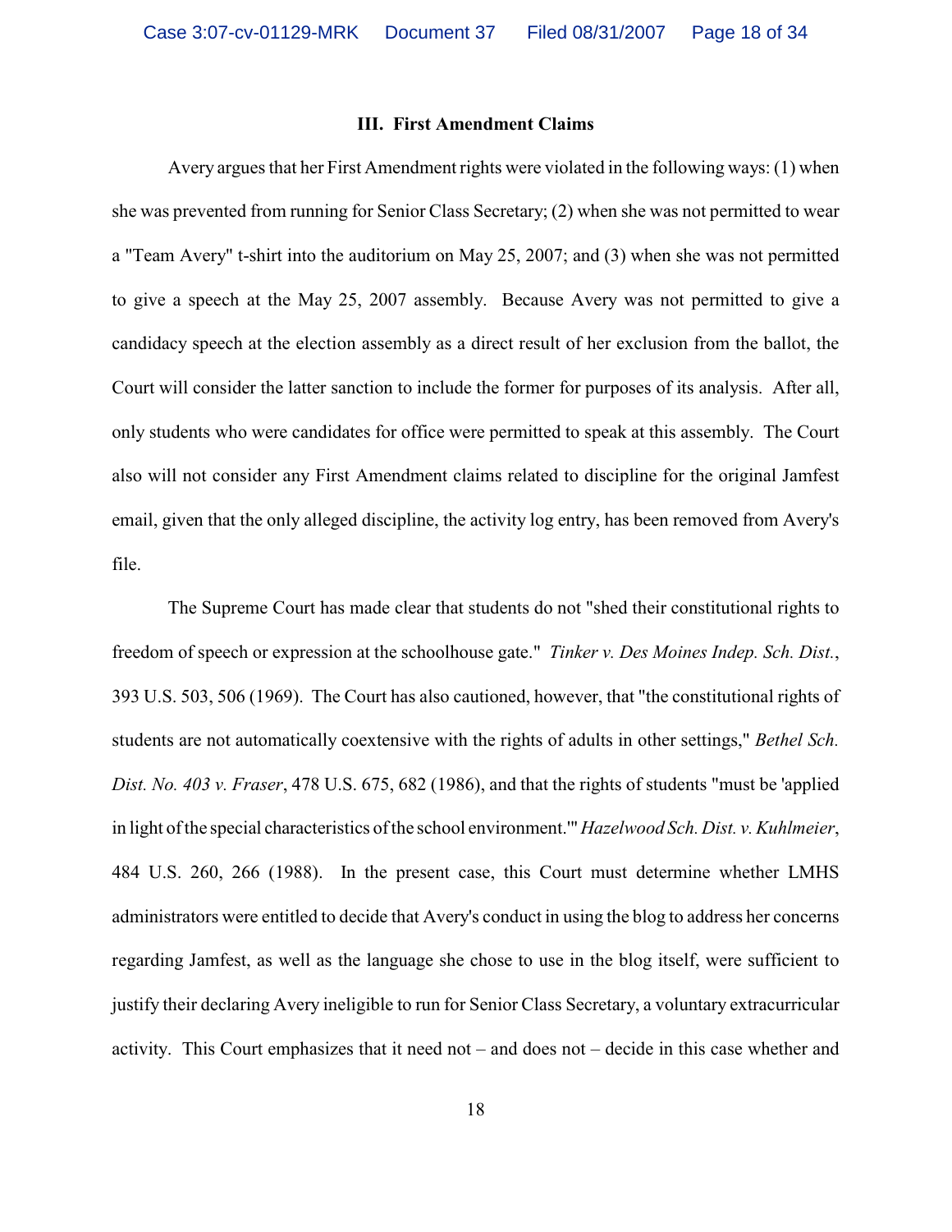### III. First Amendment Claims

Avery argues that her First Amendment rights were violated in the following ways: (1) when she was prevented from running for Senior Class Secretary; (2) when she was not permitted to wear a "Team Avery" t-shirt into the auditorium on May 25, 2007; and (3) when she was not permitted to give a speech at the May 25, 2007 assembly. Because Avery was not permitted to give a candidacy speech at the election assembly as a direct result of her exclusion from the ballot, the Court will consider the latter sanction to include the former for purposes of its analysis. After all, only students who were candidates for office were permitted to speak at this assembly. The Court also will not consider any First Amendment claims related to discipline for the original Jamfest email, given that the only alleged discipline, the activity log entry, has been removed from Avery's file.

The Supreme Court has made clear that students do not "shed their constitutional rights to freedom of speech or expression at the schoolhouse gate." *Tinker v. Des Moines Indep. Sch. Dist.*, 393 U.S. 503, 506 (1969). The Court has also cautioned, however, that "the constitutional rights of students are not automatically coextensive with the rights of adults in other settings," *Bethel Sch. Dist. No. 403 v. Fraser*, 478 U.S. 675, 682 (1986), and that the rights of students "must be 'applied in light of the special characteristics of the school environment.'" *Hazelwood Sch. Dist. v. Kuhlmeier*, 484 U.S. 260, 266 (1988). In the present case, this Court must determine whether LMHS administrators were entitled to decide that Avery's conduct in using the blog to address her concerns regarding Jamfest, as well as the language she chose to use in the blog itself, were sufficient to justify their declaring Avery ineligible to run for Senior Class Secretary, a voluntary extracurricular activity. This Court emphasizes that it need not – and does not – decide in this case whether and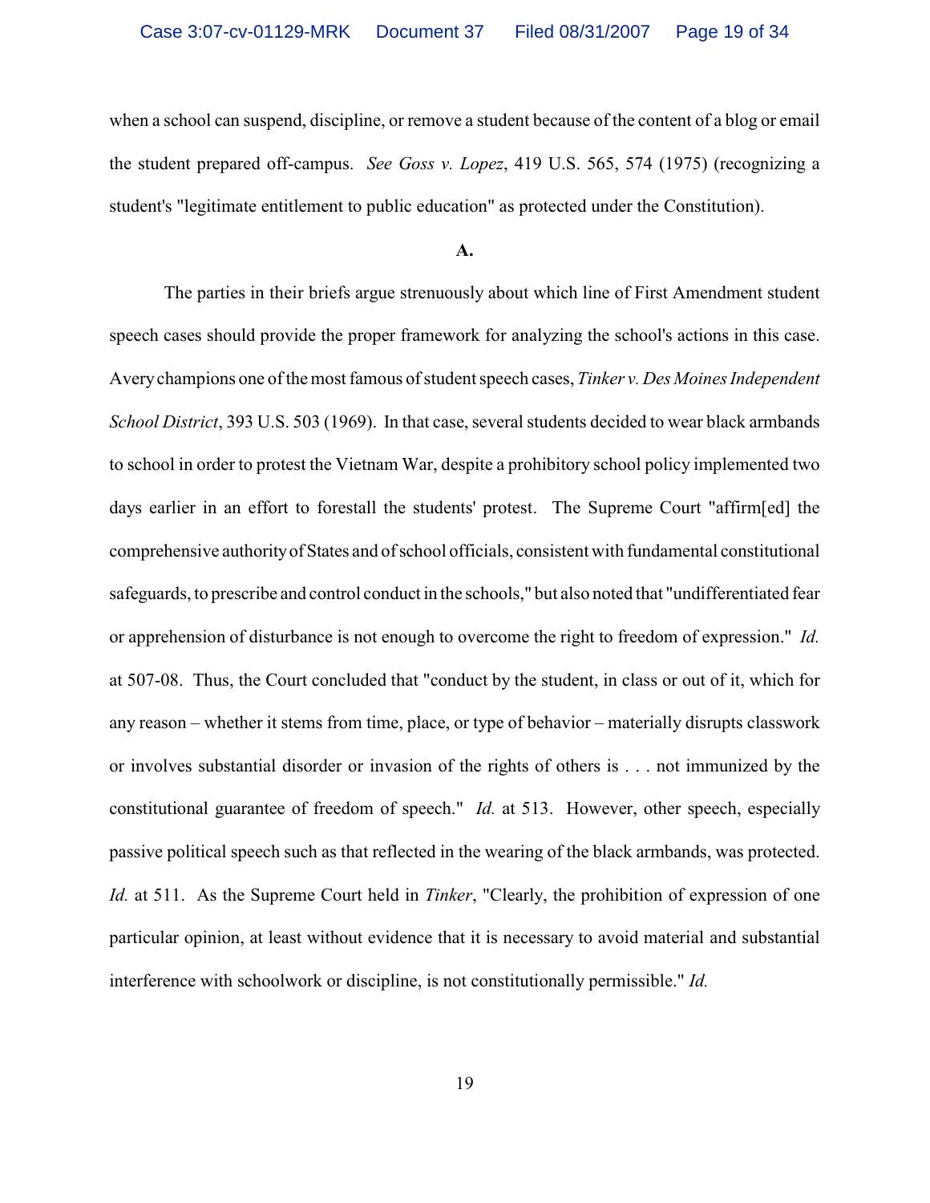when a school can suspend, discipline, or remove a student because of the content of a blog or email the student prepared off-campus. *See Goss v. Lopez*, 419 U.S. 565, 574 (1975) (recognizing a student's "legitimate entitlement to public education" as protected under the Constitution).

**A.**

The parties in their briefs argue strenuously about which line of First Amendment student speech cases should provide the proper framework for analyzing the school's actions in this case. Avery champions one of the most famous of student speech cases, *Tinker v. Des Moines Independent School District*, 393 U.S. 503 (1969). In that case, several students decided to wear black armbands to school in order to protest the Vietnam War, despite a prohibitory school policy implemented two days earlier in an effort to forestall the students' protest. The Supreme Court "affirm[ed] the comprehensive authority of States and of school officials, consistent with fundamental constitutional safeguards, to prescribe and control conduct in the schools," but also noted that "undifferentiated fear or apprehension of disturbance is not enough to overcome the right to freedom of expression." *Id.* at 507-08. Thus, the Court concluded that "conduct by the student, in class or out of it, which for any reason – whether it stems from time, place, or type of behavior – materially disrupts classwork or involves substantial disorder or invasion of the rights of others is . . . not immunized by the constitutional guarantee of freedom of speech." *Id.* at 513. However, other speech, especially passive political speech such as that reflected in the wearing of the black armbands, was protected. *Id.* at 511. As the Supreme Court held in *Tinker*, "Clearly, the prohibition of expression of one particular opinion, at least without evidence that it is necessary to avoid material and substantial interference with schoolwork or discipline, is not constitutionally permissible." *Id.*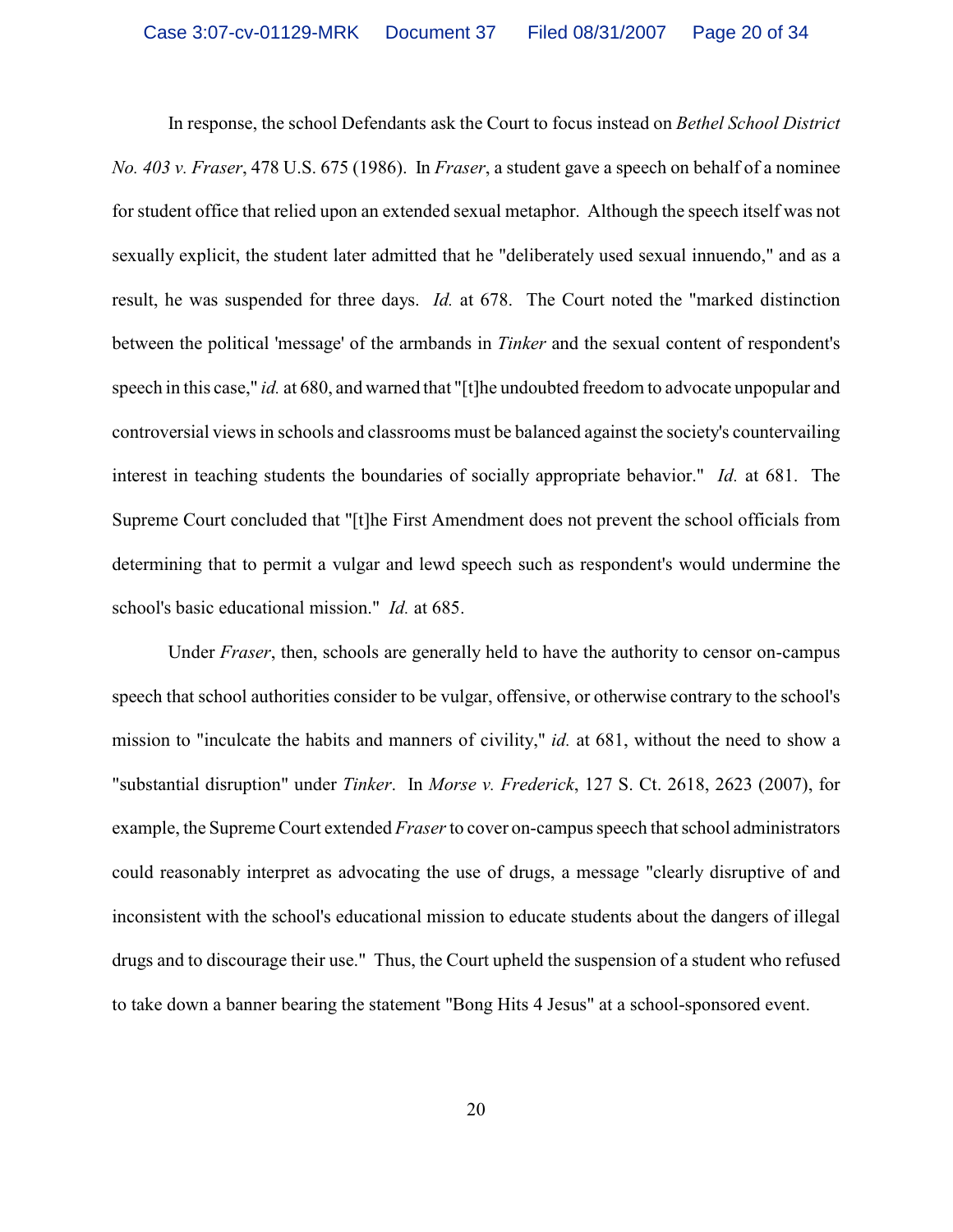In response, the school Defendants ask the Court to focus instead on *Bethel School District No. 403 v. Fraser*, 478 U.S. 675 (1986). In *Fraser*, a student gave a speech on behalf of a nominee for student office that relied upon an extended sexual metaphor. Although the speech itself was not sexually explicit, the student later admitted that he "deliberately used sexual innuendo," and as a result, he was suspended for three days. *Id.* at 678. The Court noted the "marked distinction between the political 'message' of the armbands in *Tinker* and the sexual content of respondent's speech in this case," *id.* at 680, and warned that "[t]he undoubted freedom to advocate unpopular and controversial views in schools and classrooms must be balanced against the society's countervailing interest in teaching students the boundaries of socially appropriate behavior." *Id.* at 681. The Supreme Court concluded that "[t]he First Amendment does not prevent the school officials from determining that to permit a vulgar and lewd speech such as respondent's would undermine the school's basic educational mission." *Id.* at 685.

Under *Fraser*, then, schools are generally held to have the authority to censor on-campus speech that school authorities consider to be vulgar, offensive, or otherwise contrary to the school's mission to "inculcate the habits and manners of civility," *id.* at 681, without the need to show a "substantial disruption" under *Tinker*. In *Morse v. Frederick*, 127 S. Ct. 2618, 2623 (2007), for example, the Supreme Court extended *Fraser* to cover on-campus speech that school administrators could reasonably interpret as advocating the use of drugs, a message "clearly disruptive of and inconsistent with the school's educational mission to educate students about the dangers of illegal drugs and to discourage their use." Thus, the Court upheld the suspension of a student who refused to take down a banner bearing the statement "Bong Hits 4 Jesus" at a school-sponsored event.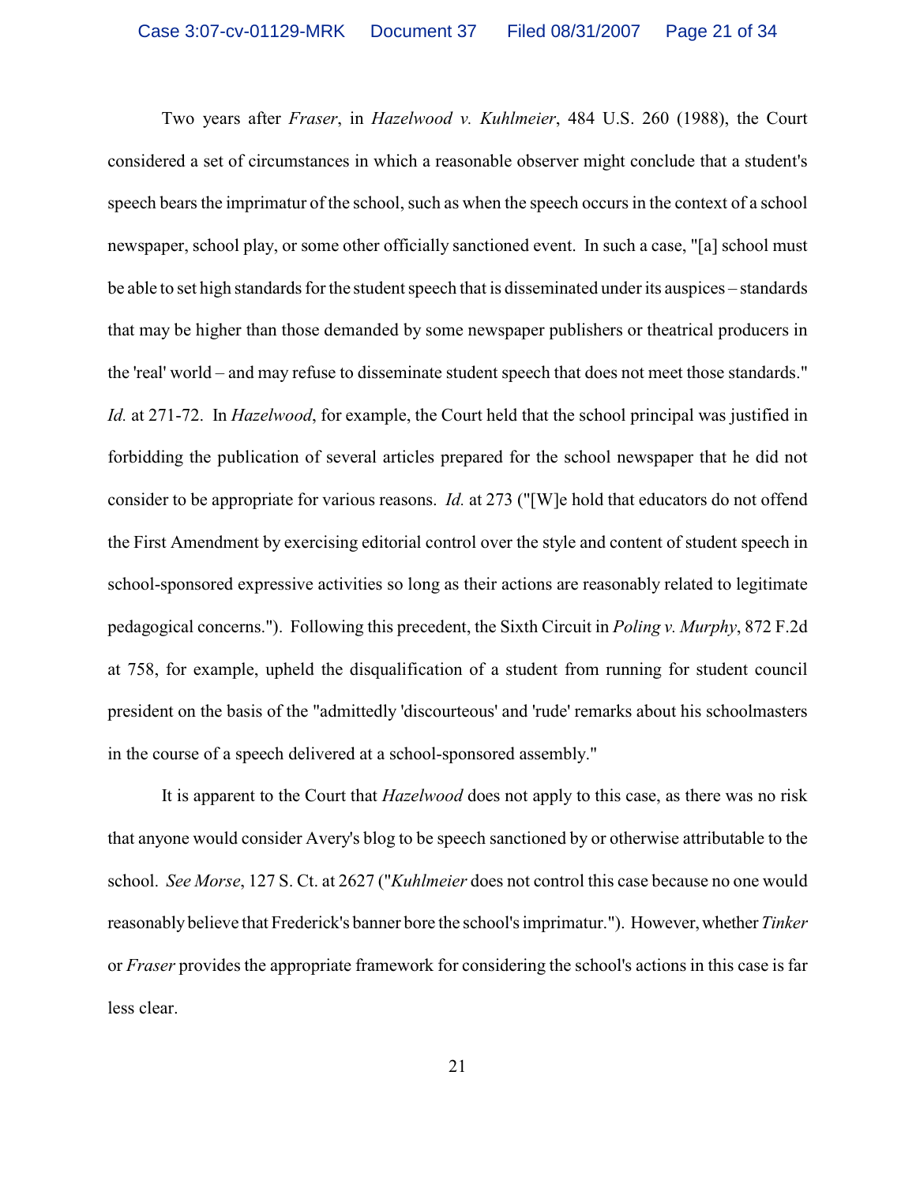Two years after *Fraser*, in *Hazelwood v. Kuhlmeier*, 484 U.S. 260 (1988), the Court considered a set of circumstances in which a reasonable observer might conclude that a student's speech bears the imprimatur of the school, such as when the speech occurs in the context of a school newspaper, school play, or some other officially sanctioned event. In such a case, "[a] school must be able to set high standards for the student speech that is disseminated under its auspices – standards that may be higher than those demanded by some newspaper publishers or theatrical producers in the 'real' world – and may refuse to disseminate student speech that does not meet those standards." *Id.* at 271-72. In *Hazelwood*, for example, the Court held that the school principal was justified in forbidding the publication of several articles prepared for the school newspaper that he did not consider to be appropriate for various reasons. *Id.* at 273 ("[W]e hold that educators do not offend the First Amendment by exercising editorial control over the style and content of student speech in school-sponsored expressive activities so long as their actions are reasonably related to legitimate pedagogical concerns."). Following this precedent, the Sixth Circuit in *Poling v. Murphy*, 872 F.2d at 758, for example, upheld the disqualification of a student from running for student council president on the basis of the "admittedly 'discourteous' and 'rude' remarks about his schoolmasters in the course of a speech delivered at a school-sponsored assembly."

It is apparent to the Court that *Hazelwood* does not apply to this case, as there was no risk that anyone would consider Avery's blog to be speech sanctioned by or otherwise attributable to the school. *See Morse*, 127 S. Ct. at 2627 ("*Kuhlmeier* does not control this case because no one would reasonably believe that Frederick's banner bore the school's imprimatur."). However, whether *Tinker* or *Fraser* provides the appropriate framework for considering the school's actions in this case is far less clear.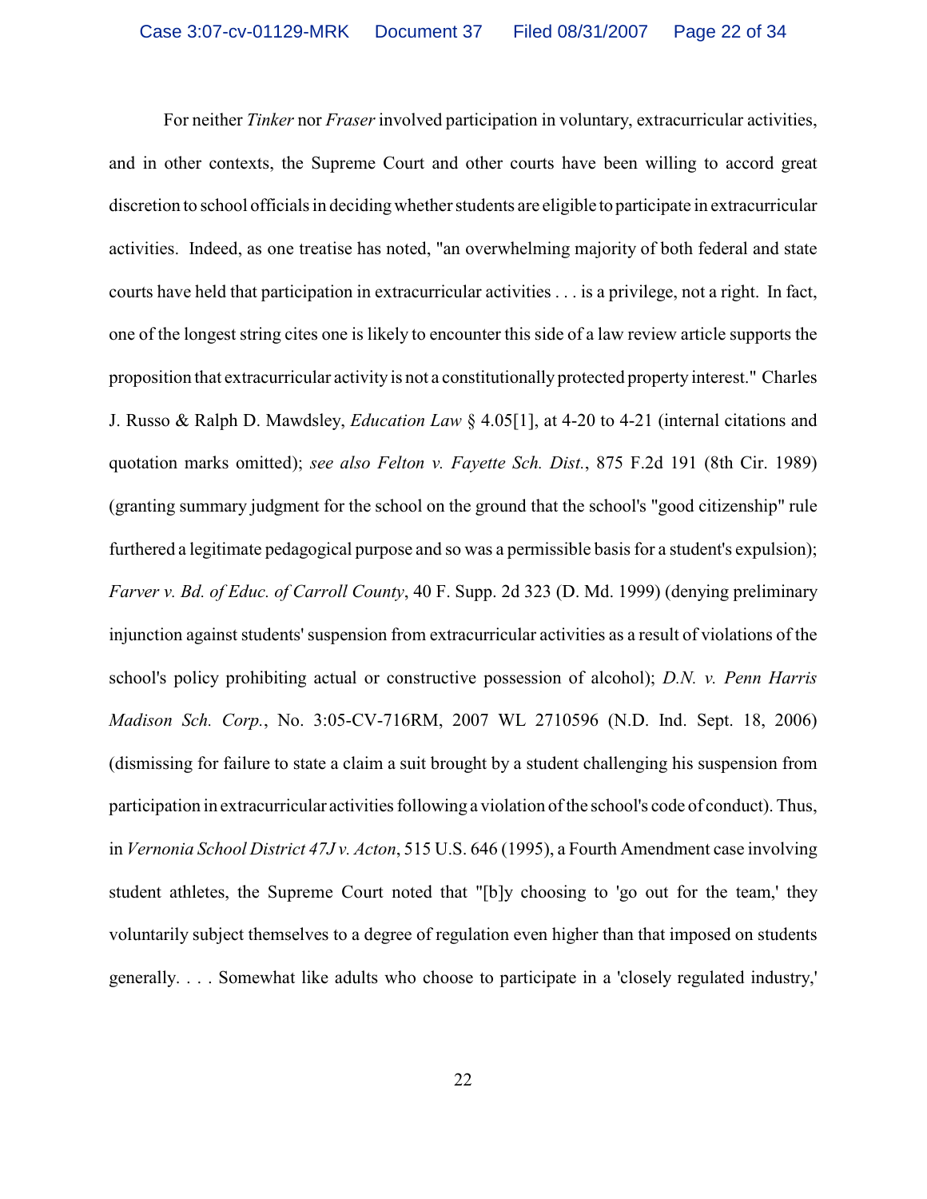For neither *Tinker* nor *Fraser* involved participation in voluntary, extracurricular activities, and in other contexts, the Supreme Court and other courts have been willing to accord great discretion to school officials in deciding whether students are eligible to participate in extracurricular activities. Indeed, as one treatise has noted, "an overwhelming majority of both federal and state courts have held that participation in extracurricular activities . . . is a privilege, not a right. In fact, one of the longest string cites one is likely to encounter this side of a law review article supports the proposition that extracurricular activity is not a constitutionally protected property interest." Charles J. Russo & Ralph D. Mawdsley, *Education Law* § 4.05[1], at 4-20 to 4-21 (internal citations and quotation marks omitted); *see also Felton v. Fayette Sch. Dist.*, 875 F.2d 191 (8th Cir. 1989) (granting summary judgment for the school on the ground that the school's "good citizenship" rule furthered a legitimate pedagogical purpose and so was a permissible basis for a student's expulsion); *Farver v. Bd. of Educ. of Carroll County*, 40 F. Supp. 2d 323 (D. Md. 1999) (denying preliminary injunction against students' suspension from extracurricular activities as a result of violations of the school's policy prohibiting actual or constructive possession of alcohol); *D.N. v. Penn Harris Madison Sch. Corp.*, No. 3:05-CV-716RM, 2007 WL 2710596 (N.D. Ind. Sept. 18, 2006) (dismissing for failure to state a claim a suit brought by a student challenging his suspension from participation in extracurricular activities following a violation of the school's code of conduct). Thus, in *Vernonia School District 47J v. Acton*, 515 U.S. 646 (1995), a Fourth Amendment case involving student athletes, the Supreme Court noted that "[b]y choosing to 'go out for the team,' they voluntarily subject themselves to a degree of regulation even higher than that imposed on students generally. . . . Somewhat like adults who choose to participate in a 'closely regulated industry,'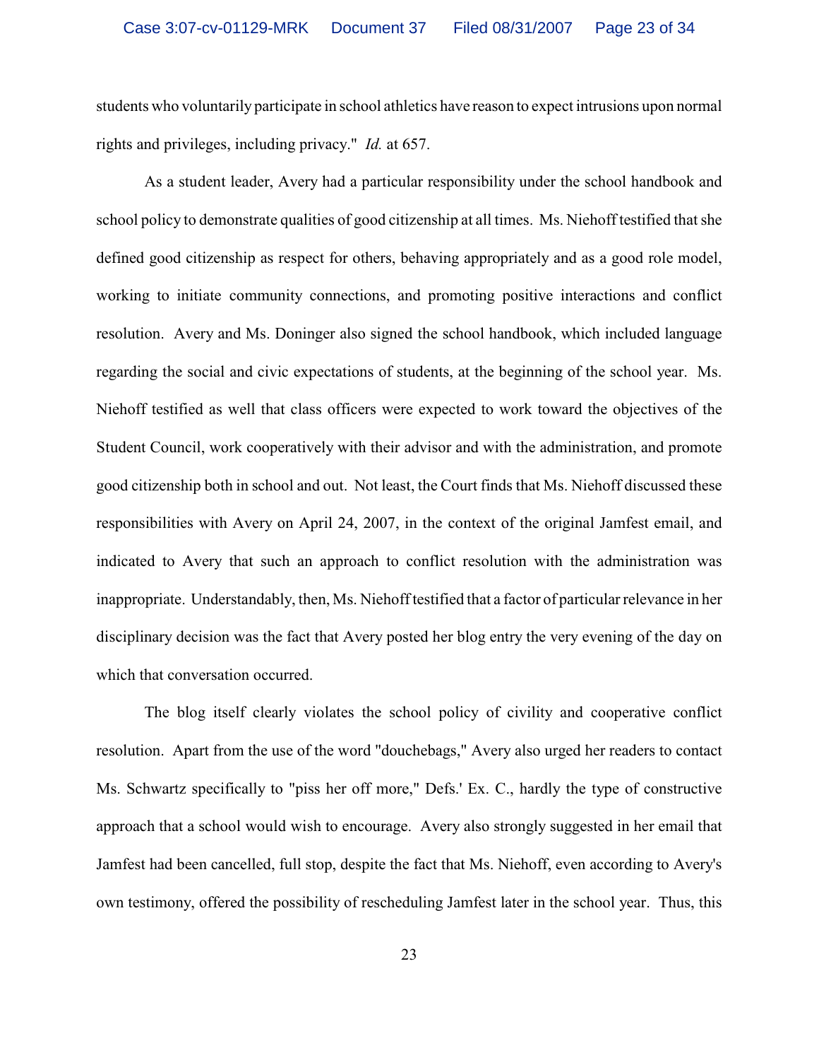students who voluntarily participate in school athletics have reason to expect intrusions upon normal rights and privileges, including privacy." *Id.* at 657.

As a student leader, Avery had a particular responsibility under the school handbook and school policy to demonstrate qualities of good citizenship at all times. Ms. Niehoff testified that she defined good citizenship as respect for others, behaving appropriately and as a good role model, working to initiate community connections, and promoting positive interactions and conflict resolution. Avery and Ms. Doninger also signed the school handbook, which included language regarding the social and civic expectations of students, at the beginning of the school year. Ms. Niehoff testified as well that class officers were expected to work toward the objectives of the Student Council, work cooperatively with their advisor and with the administration, and promote good citizenship both in school and out. Not least, the Court finds that Ms. Niehoff discussed these responsibilities with Avery on April 24, 2007, in the context of the original Jamfest email, and indicated to Avery that such an approach to conflict resolution with the administration was inappropriate. Understandably, then, Ms. Niehoff testified that a factor of particular relevance in her disciplinary decision was the fact that Avery posted her blog entry the very evening of the day on which that conversation occurred.

The blog itself clearly violates the school policy of civility and cooperative conflict resolution. Apart from the use of the word "douchebags," Avery also urged her readers to contact Ms. Schwartz specifically to "piss her off more," Defs.' Ex. C., hardly the type of constructive approach that a school would wish to encourage. Avery also strongly suggested in her email that Jamfest had been cancelled, full stop, despite the fact that Ms. Niehoff, even according to Avery's own testimony, offered the possibility of rescheduling Jamfest later in the school year. Thus, this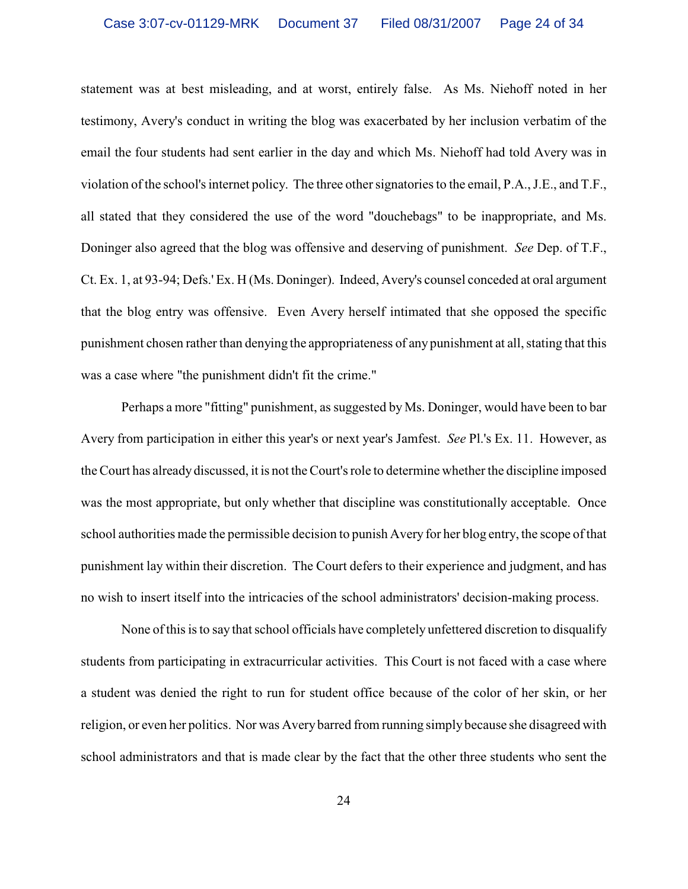statement was at best misleading, and at worst, entirely false. As Ms. Niehoff noted in her testimony, Avery's conduct in writing the blog was exacerbated by her inclusion verbatim of the email the four students had sent earlier in the day and which Ms. Niehoff had told Avery was in violation of the school's internet policy. The three other signatories to the email, P.A., J.E., and T.F., all stated that they considered the use of the word "douchebags" to be inappropriate, and Ms. Doninger also agreed that the blog was offensive and deserving of punishment. *See* Dep. of T.F., Ct. Ex. 1, at 93-94; Defs.' Ex. H (Ms. Doninger). Indeed, Avery's counsel conceded at oral argument that the blog entry was offensive. Even Avery herself intimated that she opposed the specific punishment chosen rather than denying the appropriateness of any punishment at all, stating that this was a case where "the punishment didn't fit the crime."

Perhaps a more "fitting" punishment, as suggested by Ms. Doninger, would have been to bar Avery from participation in either this year's or next year's Jamfest. *See* Pl.'s Ex. 11. However, as the Court has already discussed, it is not the Court's role to determine whether the discipline imposed was the most appropriate, but only whether that discipline was constitutionally acceptable. Once school authorities made the permissible decision to punish Avery for her blog entry, the scope of that punishment lay within their discretion. The Court defers to their experience and judgment, and has no wish to insert itself into the intricacies of the school administrators' decision-making process.

None of this is to say that school officials have completely unfettered discretion to disqualify students from participating in extracurricular activities. This Court is not faced with a case where a student was denied the right to run for student office because of the color of her skin, or her religion, or even her politics. Nor was Avery barred from running simply because she disagreed with school administrators and that is made clear by the fact that the other three students who sent the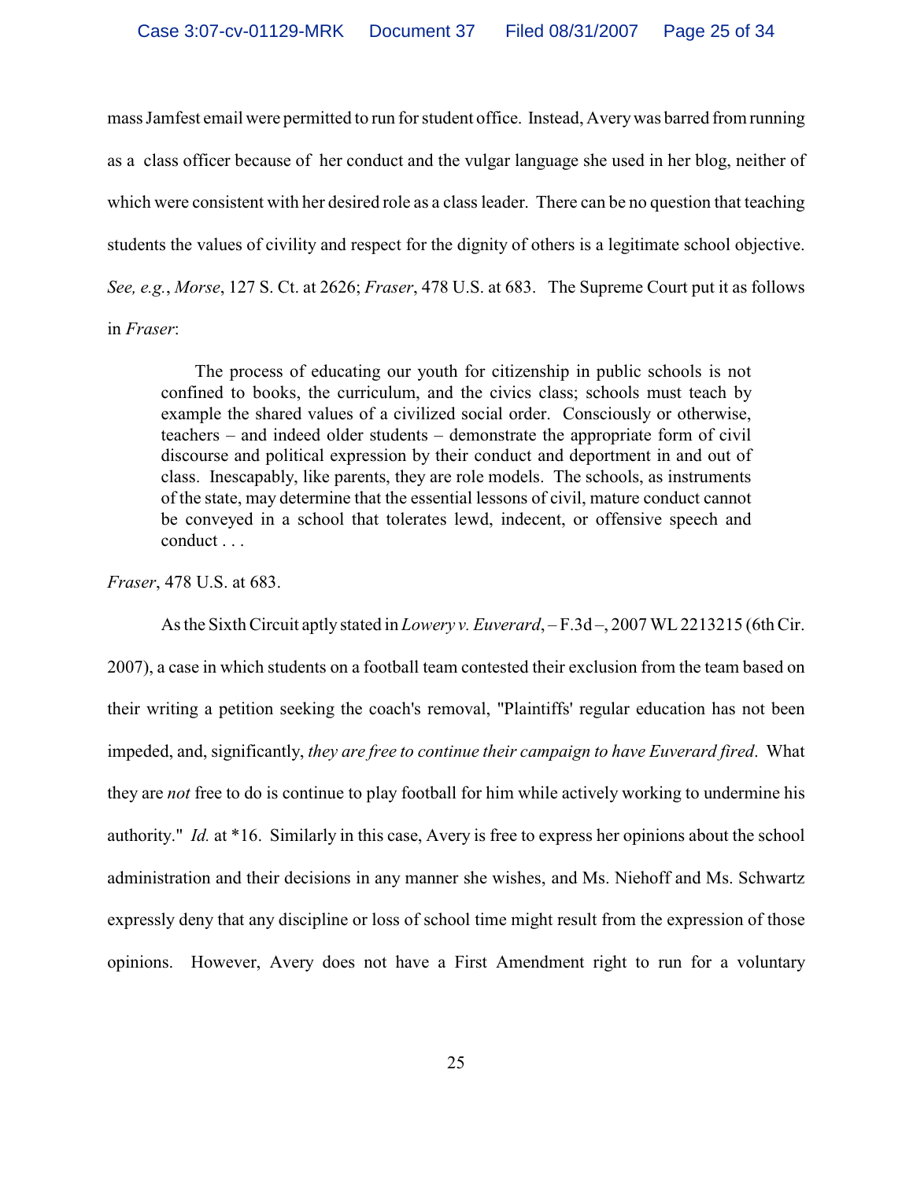mass Jamfest email were permitted to run for student office. Instead, Avery was barred from running as a class officer because of her conduct and the vulgar language she used in her blog, neither of which were consistent with her desired role as a class leader. There can be no question that teaching students the values of civility and respect for the dignity of others is a legitimate school objective. *See, e.g.*, *Morse*, 127 S. Ct. at 2626; *Fraser*, 478 U.S. at 683. The Supreme Court put it as follows in *Fraser*:

> The process of educating our youth for citizenship in public schools is not confined to books, the curriculum, and the civics class; schools must teach by example the shared values of a civilized social order. Consciously or otherwise, teachers – and indeed older students – demonstrate the appropriate form of civil discourse and political expression by their conduct and deportment in and out of class. Inescapably, like parents, they are role models. The schools, as instruments of the state, may determine that the essential lessons of civil, mature conduct cannot be conveyed in a school that tolerates lewd, indecent, or offensive speech and conduct . . .

*Fraser*, 478 U.S. at 683.

As the Sixth Circuit aptly stated in *Lowery v. Euverard*, – F.3d –, 2007 WL 2213215 (6th Cir. 2007), a case in which students on a football team contested their exclusion from the team based on their writing a petition seeking the coach's removal, "Plaintiffs' regular education has not been impeded, and, significantly, *they are free to continue their campaign to have Euverard fired*. What they are *not* free to do is continue to play football for him while actively working to undermine his authority." *Id.* at *16. Similarly in this case, Avery is free to express her opinions about the school administration and their decisions in any manner she wishes, and Ms. Niehoff and Ms. Schwartz expressly deny that any discipline or loss of school time might result from the expression of those opinions. However, Avery does not have a First Amendment right to run for a voluntary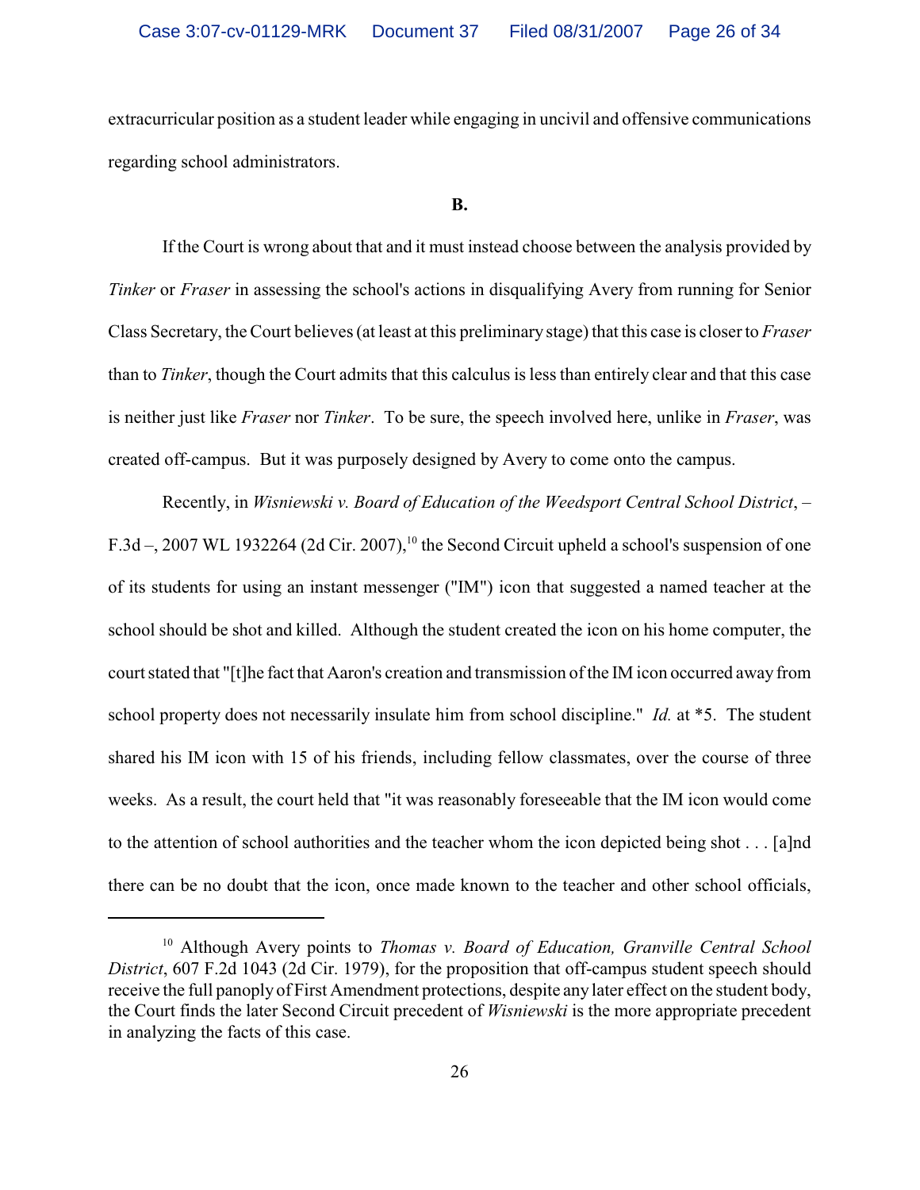extracurricular position as a student leader while engaging in uncivil and offensive communications regarding school administrators.

**B.**

If the Court is wrong about that and it must instead choose between the analysis provided by *Tinker* or *Fraser* in assessing the school's actions in disqualifying Avery from running for Senior Class Secretary, the Court believes (at least at this preliminary stage) that this case is closer to *Fraser* than to *Tinker*, though the Court admits that this calculus is less than entirely clear and that this case is neither just like *Fraser* nor *Tinker*. To be sure, the speech involved here, unlike in *Fraser*, was created off-campus. But it was purposely designed by Avery to come onto the campus.

Recently, in *Wisniewski v. Board of Education of the Weedsport Central School District*, – F.3d –, 2007 WL 1932264 (2d Cir. 2007),[10] the Second Circuit upheld a school's suspension of one of its students for using an instant messenger ("IM") icon that suggested a named teacher at the school should be shot and killed. Although the student created the icon on his home computer, the court stated that "[t]he fact that Aaron's creation and transmission of the IM icon occurred away from school property does not necessarily insulate him from school discipline." *Id.* at *5. The student shared his IM icon with 15 of his friends, including fellow classmates, over the course of three weeks. As a result, the court held that "it was reasonably foreseeable that the IM icon would come to the attention of school authorities and the teacher whom the icon depicted being shot . . . [a]nd there can be no doubt that the icon, once made known to the teacher and other school officials,

---

[10] Although Avery points to *Thomas v. Board of Education, Granville Central School District*, 607 F.2d 1043 (2d Cir. 1979), for the proposition that off-campus student speech should receive the full panoply of First Amendment protections, despite any later effect on the student body, the Court finds the later Second Circuit precedent of *Wisniewski* is the more appropriate precedent in analyzing the facts of this case.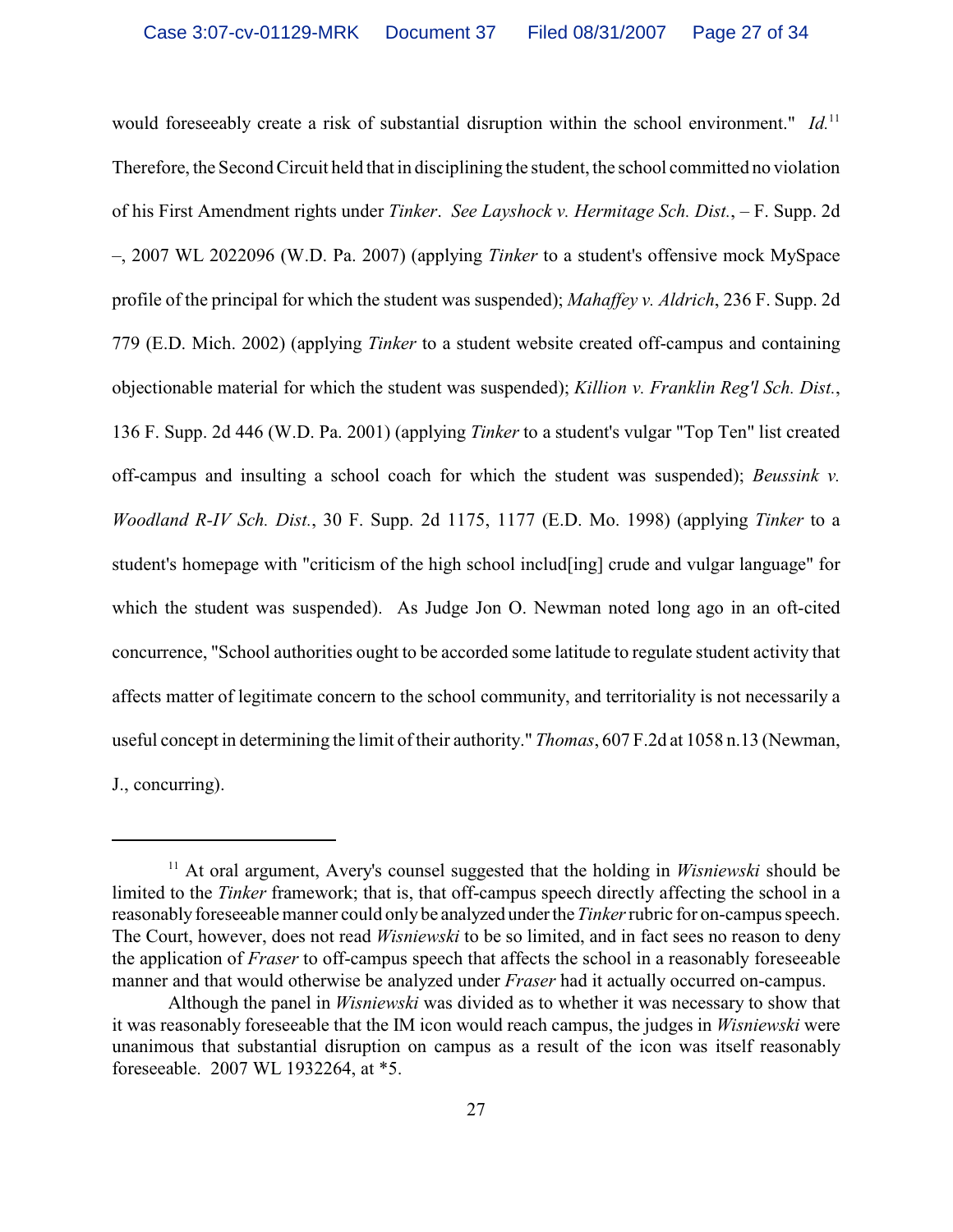would foreseeably create a risk of substantial disruption within the school environment." *Id.*[11] Therefore, the Second Circuit held that in disciplining the student, the school committed no violation of his First Amendment rights under *Tinker*. *See Layshock v. Hermitage Sch. Dist.*, – F. Supp. 2d –, 2007 WL 2022096 (W.D. Pa. 2007) (applying *Tinker* to a student's offensive mock MySpace profile of the principal for which the student was suspended); *Mahaffey v. Aldrich*, 236 F. Supp. 2d 779 (E.D. Mich. 2002) (applying *Tinker* to a student website created off-campus and containing objectionable material for which the student was suspended); *Killion v. Franklin Reg'l Sch. Dist.*, 136 F. Supp. 2d 446 (W.D. Pa. 2001) (applying *Tinker* to a student's vulgar "Top Ten" list created off-campus and insulting a school coach for which the student was suspended); *Beussink v. Woodland R-IV Sch. Dist.*, 30 F. Supp. 2d 1175, 1177 (E.D. Mo. 1998) (applying *Tinker* to a student's homepage with "criticism of the high school includ[ing] crude and vulgar language" for which the student was suspended). As Judge Jon O. Newman noted long ago in an oft-cited concurrence, "School authorities ought to be accorded some latitude to regulate student activity that affects matter of legitimate concern to the school community, and territoriality is not necessarily a useful concept in determining the limit of their authority." *Thomas*, 607 F.2d at 1058 n.13 (Newman, J., concurring).

---

[11] At oral argument, Avery's counsel suggested that the holding in *Wisniewski* should be limited to the *Tinker* framework; that is, that off-campus speech directly affecting the school in a reasonably foreseeable manner could only be analyzed under the *Tinker* rubric for on-campus speech. The Court, however, does not read *Wisniewski* to be so limited, and in fact sees no reason to deny the application of *Fraser* to off-campus speech that affects the school in a reasonably foreseeable manner and that would otherwise be analyzed under *Fraser* had it actually occurred on-campus.

Although the panel in *Wisniewski* was divided as to whether it was necessary to show that it was reasonably foreseeable that the IM icon would reach campus, the judges in *Wisniewski* were unanimous that substantial disruption on campus as a result of the icon was itself reasonably foreseeable. 2007 WL 1932264, at *5.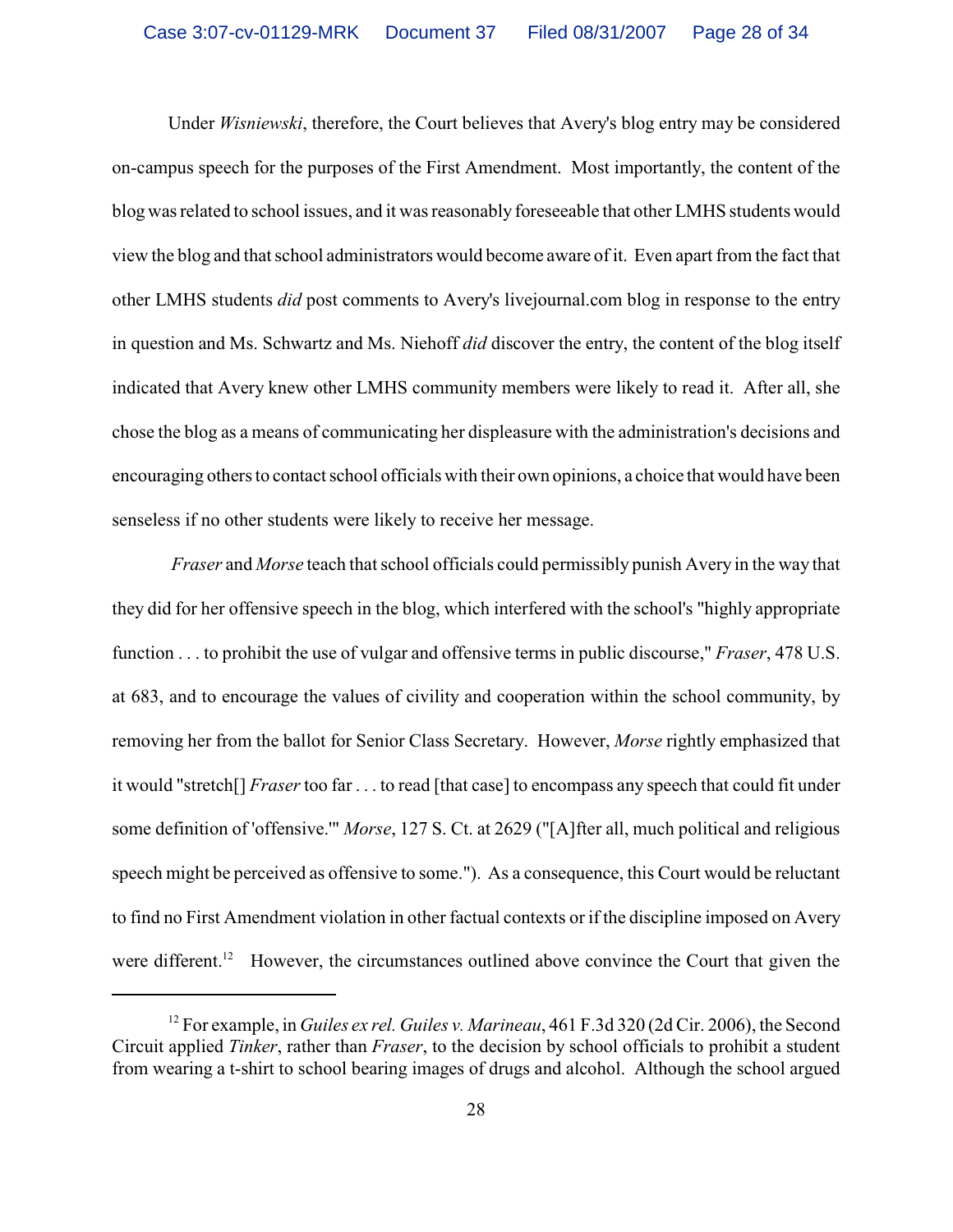Under *Wisniewski*, therefore, the Court believes that Avery's blog entry may be considered on-campus speech for the purposes of the First Amendment. Most importantly, the content of the blog was related to school issues, and it was reasonably foreseeable that other LMHS students would view the blog and that school administrators would become aware of it. Even apart from the fact that other LMHS students *did* post comments to Avery's livejournal.com blog in response to the entry in question and Ms. Schwartz and Ms. Niehoff *did* discover the entry, the content of the blog itself indicated that Avery knew other LMHS community members were likely to read it. After all, she chose the blog as a means of communicating her displeasure with the administration's decisions and encouraging others to contact school officials with their own opinions, a choice that would have been senseless if no other students were likely to receive her message.

*Fraser* and *Morse* teach that school officials could permissibly punish Avery in the way that they did for her offensive speech in the blog, which interfered with the school's "highly appropriate function . . . to prohibit the use of vulgar and offensive terms in public discourse," *Fraser*, 478 U.S. at 683, and to encourage the values of civility and cooperation within the school community, by removing her from the ballot for Senior Class Secretary. However, *Morse* rightly emphasized that it would "stretch[] *Fraser* too far . . . to read [that case] to encompass any speech that could fit under some definition of 'offensive.'" *Morse*, 127 S. Ct. at 2629 ("[A]fter all, much political and religious speech might be perceived as offensive to some."). As a consequence, this Court would be reluctant to find no First Amendment violation in other factual contexts or if the discipline imposed on Avery were different.[12] However, the circumstances outlined above convince the Court that given the

---

[12] For example, in *Guiles ex rel. Guiles v. Marineau*, 461 F.3d 320 (2d Cir. 2006), the Second Circuit applied *Tinker*, rather than *Fraser*, to the decision by school officials to prohibit a student from wearing a t-shirt to school bearing images of drugs and alcohol. Although the school argued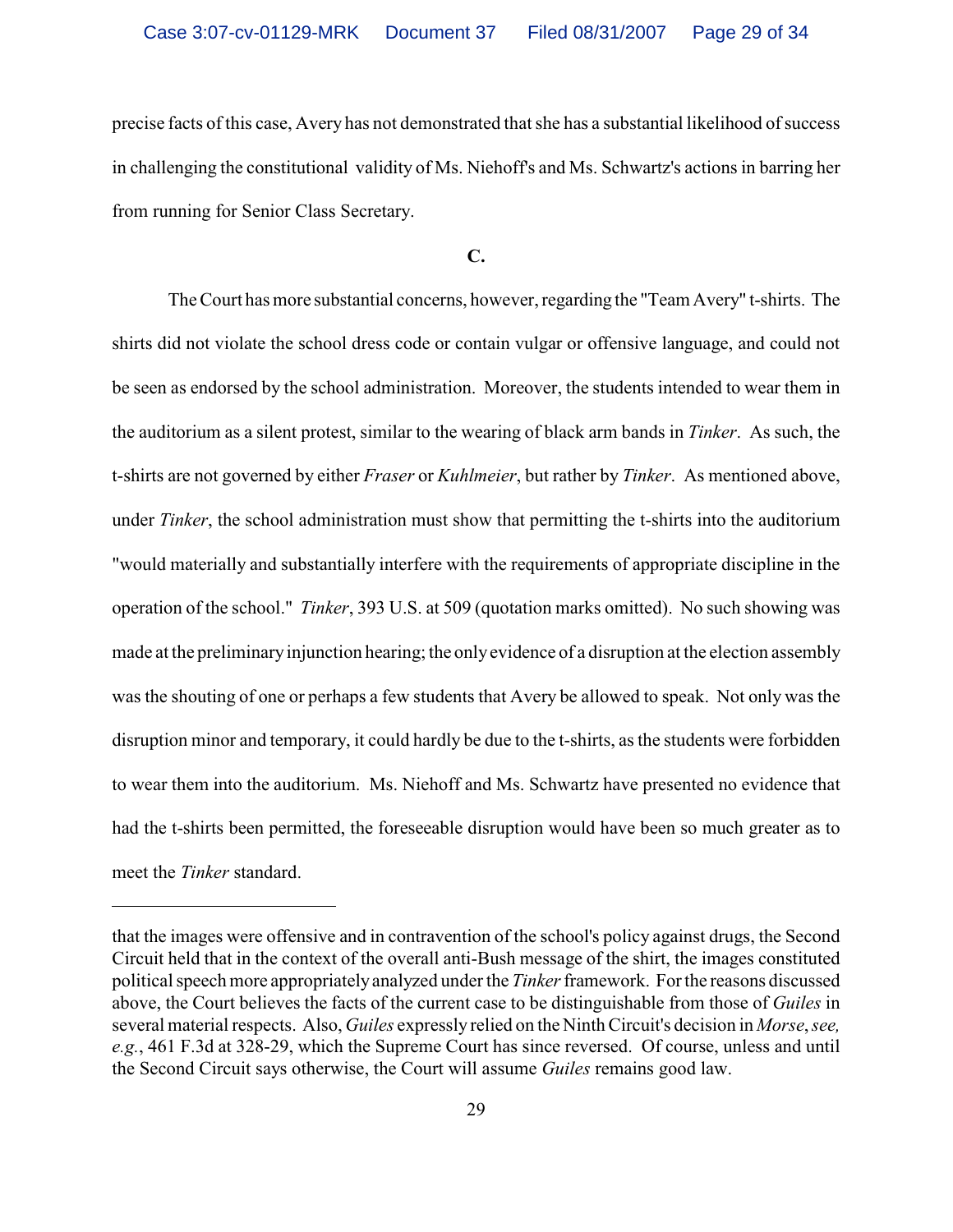precise facts of this case, Avery has not demonstrated that she has a substantial likelihood of success in challenging the constitutional validity of Ms. Niehoff's and Ms. Schwartz's actions in barring her from running for Senior Class Secretary.

**C.**

The Court has more substantial concerns, however, regarding the "Team Avery" t-shirts. The shirts did not violate the school dress code or contain vulgar or offensive language, and could not be seen as endorsed by the school administration. Moreover, the students intended to wear them in the auditorium as a silent protest, similar to the wearing of black arm bands in *Tinker*. As such, the t-shirts are not governed by either *Fraser* or *Kuhlmeier*, but rather by *Tinker*. As mentioned above, under *Tinker*, the school administration must show that permitting the t-shirts into the auditorium "would materially and substantially interfere with the requirements of appropriate discipline in the operation of the school." *Tinker*, 393 U.S. at 509 (quotation marks omitted). No such showing was made at the preliminary injunction hearing; the only evidence of a disruption at the election assembly was the shouting of one or perhaps a few students that Avery be allowed to speak. Not only was the disruption minor and temporary, it could hardly be due to the t-shirts, as the students were forbidden to wear them into the auditorium. Ms. Niehoff and Ms. Schwartz have presented no evidence that had the t-shirts been permitted, the foreseeable disruption would have been so much greater as to meet the *Tinker* standard.

---

that the images were offensive and in contravention of the school's policy against drugs, the Second Circuit held that in the context of the overall anti-Bush message of the shirt, the images constituted political speech more appropriately analyzed under the *Tinker* framework. For the reasons discussed above, the Court believes the facts of the current case to be distinguishable from those of *Guiles* in several material respects. Also, *Guiles* expressly relied on the Ninth Circuit's decision in *Morse*, *see, e.g.*, 461 F.3d at 328-29, which the Supreme Court has since reversed. Of course, unless and until the Second Circuit says otherwise, the Court will assume *Guiles* remains good law.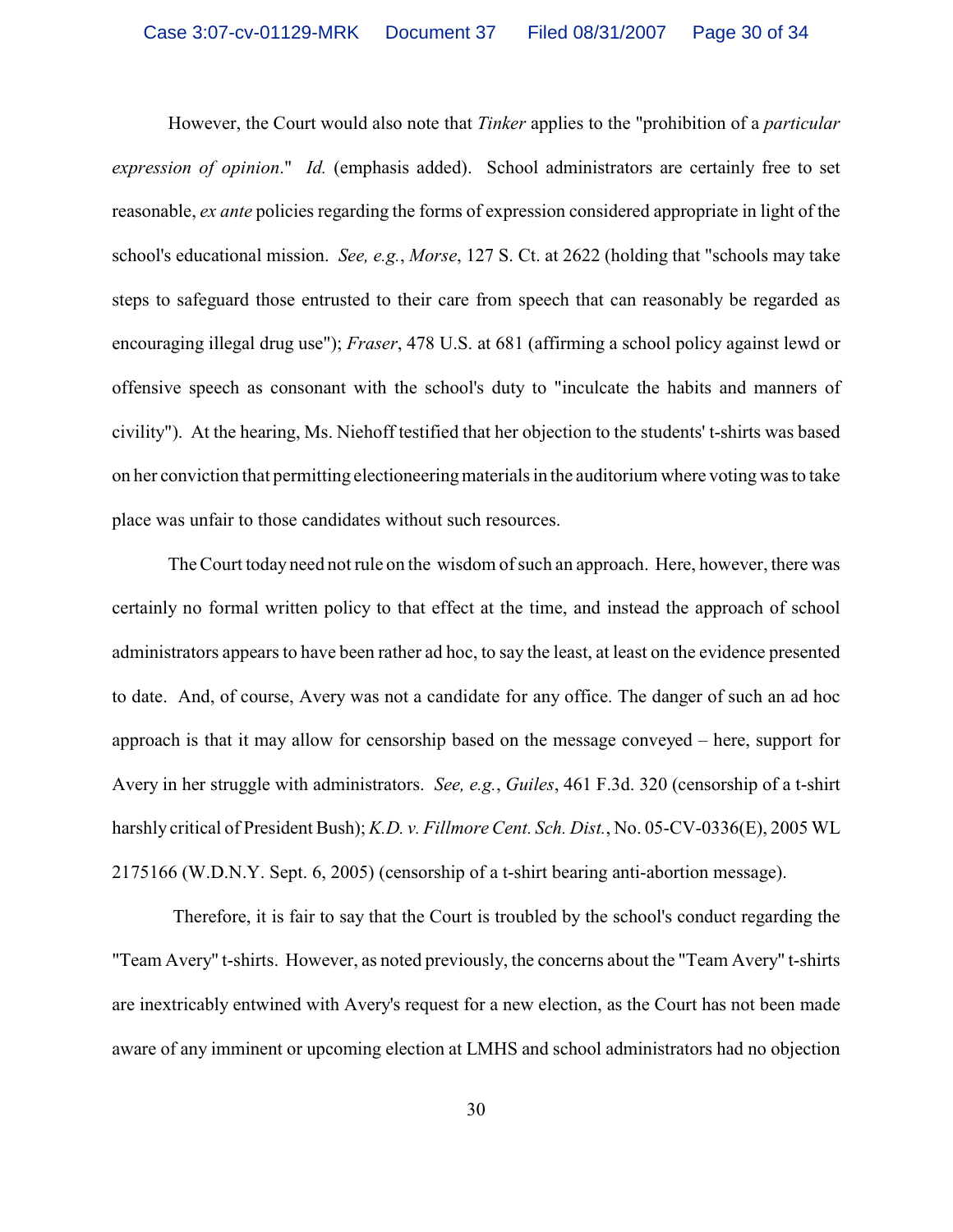However, the Court would also note that *Tinker* applies to the "prohibition of a *particular expression of opinion*." *Id.* (emphasis added). School administrators are certainly free to set reasonable, *ex ante* policies regarding the forms of expression considered appropriate in light of the school's educational mission. *See, e.g.*, *Morse*, 127 S. Ct. at 2622 (holding that "schools may take steps to safeguard those entrusted to their care from speech that can reasonably be regarded as encouraging illegal drug use"); *Fraser*, 478 U.S. at 681 (affirming a school policy against lewd or offensive speech as consonant with the school's duty to "inculcate the habits and manners of civility"). At the hearing, Ms. Niehoff testified that her objection to the students' t-shirts was based on her conviction that permitting electioneering materials in the auditorium where voting was to take place was unfair to those candidates without such resources.

The Court today need not rule on the wisdom of such an approach. Here, however, there was certainly no formal written policy to that effect at the time, and instead the approach of school administrators appears to have been rather ad hoc, to say the least, at least on the evidence presented to date. And, of course, Avery was not a candidate for any office. The danger of such an ad hoc approach is that it may allow for censorship based on the message conveyed – here, support for Avery in her struggle with administrators. *See, e.g.*, *Guiles*, 461 F.3d. 320 (censorship of a t-shirt harshly critical of President Bush); *K.D. v. Fillmore Cent. Sch. Dist.*, No. 05-CV-0336(E), 2005 WL 2175166 (W.D.N.Y. Sept. 6, 2005) (censorship of a t-shirt bearing anti-abortion message).

Therefore, it is fair to say that the Court is troubled by the school's conduct regarding the "Team Avery" t-shirts. However, as noted previously, the concerns about the "Team Avery" t-shirts are inextricably entwined with Avery's request for a new election, as the Court has not been made aware of any imminent or upcoming election at LMHS and school administrators had no objection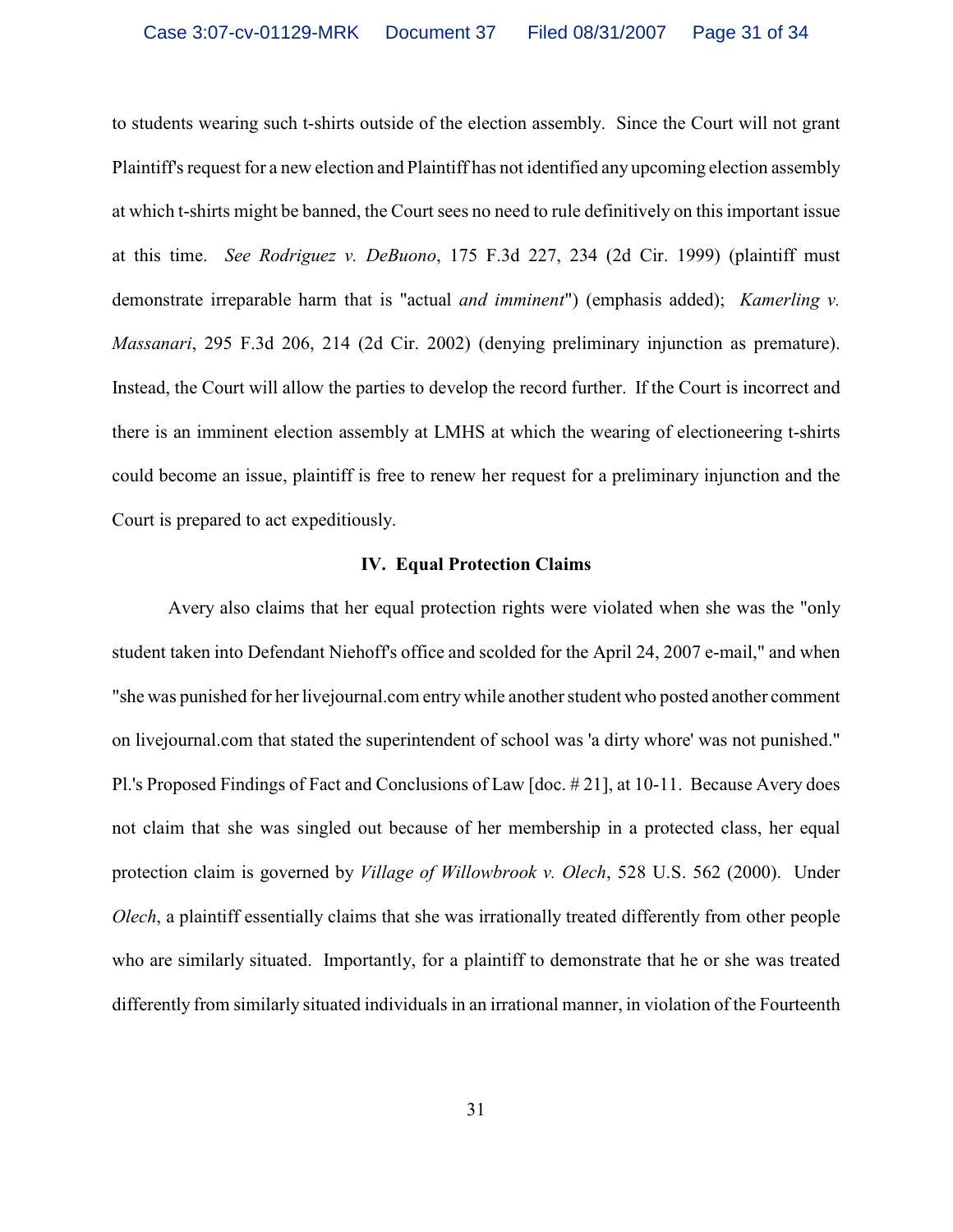to students wearing such t-shirts outside of the election assembly. Since the Court will not grant Plaintiff's request for a new election and Plaintiff has not identified any upcoming election assembly at which t-shirts might be banned, the Court sees no need to rule definitively on this important issue at this time. *See Rodriguez v. DeBuono*, 175 F.3d 227, 234 (2d Cir. 1999) (plaintiff must demonstrate irreparable harm that is "actual *and imminent*") (emphasis added); *Kamerling v. Massanari*, 295 F.3d 206, 214 (2d Cir. 2002) (denying preliminary injunction as premature). Instead, the Court will allow the parties to develop the record further. If the Court is incorrect and there is an imminent election assembly at LMHS at which the wearing of electioneering t-shirts could become an issue, plaintiff is free to renew her request for a preliminary injunction and the Court is prepared to act expeditiously.

## IV. Equal Protection Claims

Avery also claims that her equal protection rights were violated when she was the "only student taken into Defendant Niehoff's office and scolded for the April 24, 2007 e-mail," and when "she was punished for her livejournal.com entry while another student who posted another comment on livejournal.com that stated the superintendent of school was 'a dirty whore' was not punished." Pl.'s Proposed Findings of Fact and Conclusions of Law [doc. # 21], at 10-11. Because Avery does not claim that she was singled out because of her membership in a protected class, her equal protection claim is governed by *Village of Willowbrook v. Olech*, 528 U.S. 562 (2000). Under *Olech*, a plaintiff essentially claims that she was irrationally treated differently from other people who are similarly situated. Importantly, for a plaintiff to demonstrate that he or she was treated differently from similarly situated individuals in an irrational manner, in violation of the Fourteenth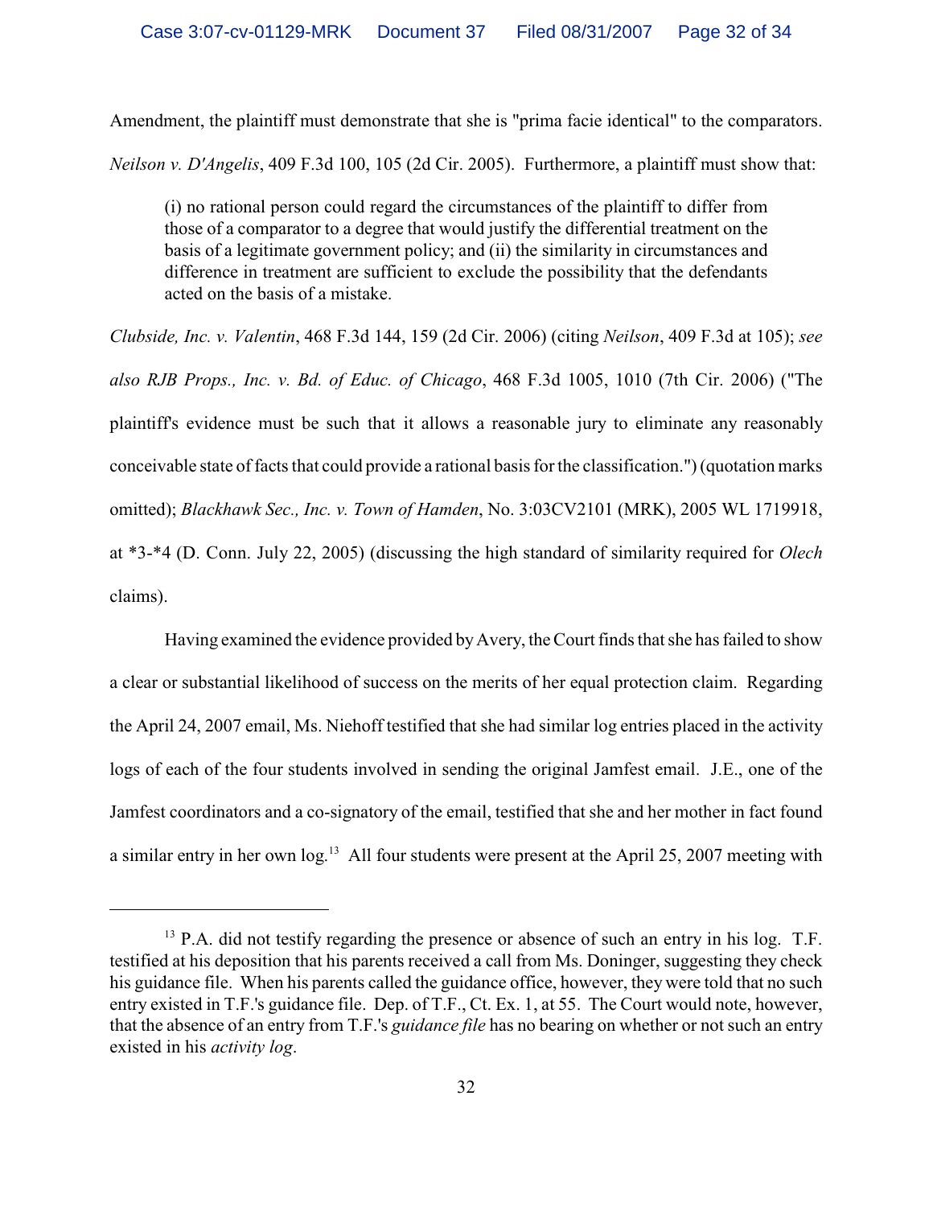Amendment, the plaintiff must demonstrate that she is "prima facie identical" to the comparators. *Neilson v. D'Angelis*, 409 F.3d 100, 105 (2d Cir. 2005). Furthermore, a plaintiff must show that:

> (i) no rational person could regard the circumstances of the plaintiff to differ from those of a comparator to a degree that would justify the differential treatment on the basis of a legitimate government policy; and (ii) the similarity in circumstances and difference in treatment are sufficient to exclude the possibility that the defendants acted on the basis of a mistake.

*Clubside, Inc. v. Valentin*, 468 F.3d 144, 159 (2d Cir. 2006) (citing *Neilson*, 409 F.3d at 105); *see also RJB Props., Inc. v. Bd. of Educ. of Chicago*, 468 F.3d 1005, 1010 (7th Cir. 2006) ("The plaintiff's evidence must be such that it allows a reasonable jury to eliminate any reasonably conceivable state of facts that could provide a rational basis for the classification.") (quotation marks omitted); *Blackhawk Sec., Inc. v. Town of Hamden*, No. 3:03CV2101 (MRK), 2005 WL 1719918, at *3-*4 (D. Conn. July 22, 2005) (discussing the high standard of similarity required for *Olech* claims).

Having examined the evidence provided by Avery, the Court finds that she has failed to show a clear or substantial likelihood of success on the merits of her equal protection claim. Regarding the April 24, 2007 email, Ms. Niehoff testified that she had similar log entries placed in the activity logs of each of the four students involved in sending the original Jamfest email. J.E., one of the Jamfest coordinators and a co-signatory of the email, testified that she and her mother in fact found a similar entry in her own log.[13] All four students were present at the April 25, 2007 meeting with

[13] P.A. did not testify regarding the presence or absence of such an entry in his log. T.F. testified at his deposition that his parents received a call from Ms. Doninger, suggesting they check his guidance file. When his parents called the guidance office, however, they were told that no such entry existed in T.F.'s guidance file. Dep. of T.F., Ct. Ex. 1, at 55. The Court would note, however, that the absence of an entry from T.F.'s *guidance file* has no bearing on whether or not such an entry existed in his *activity log*.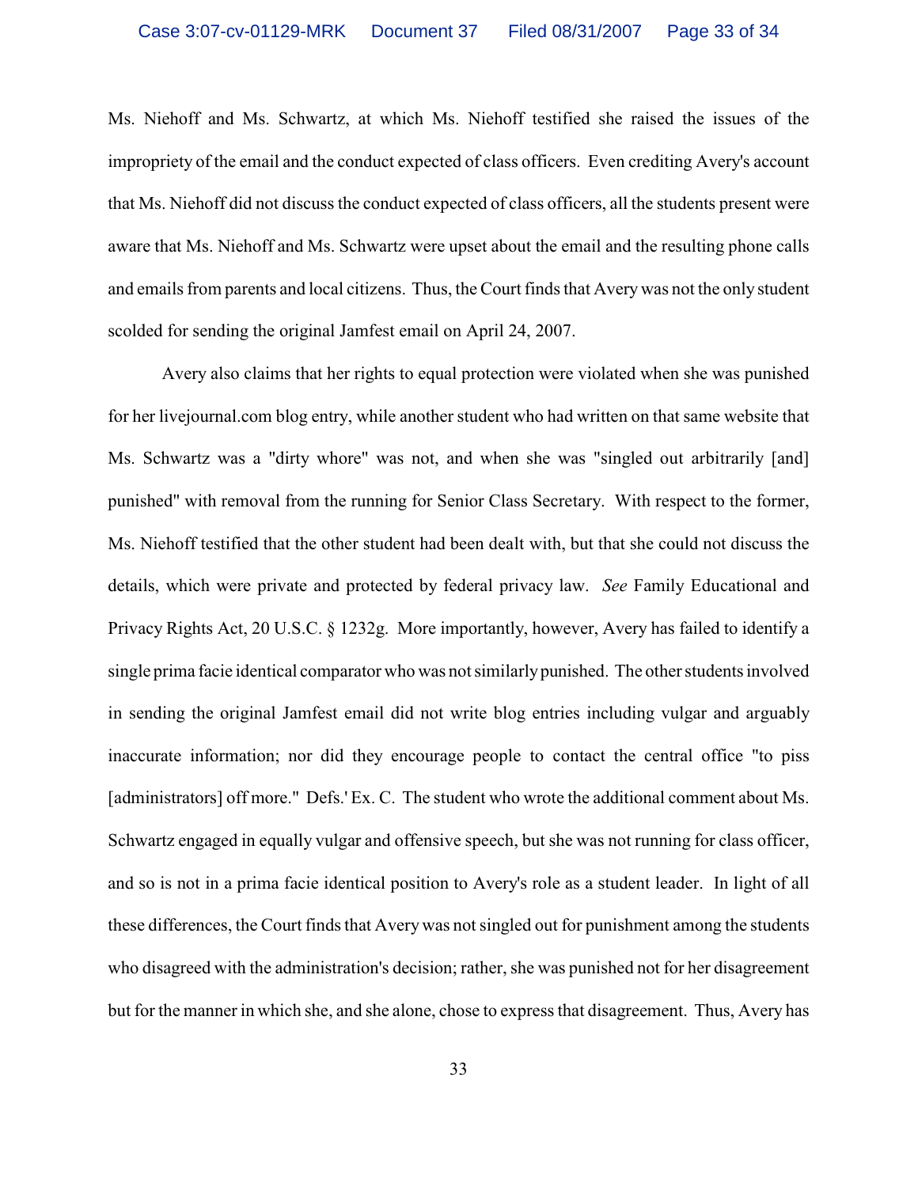Ms. Niehoff and Ms. Schwartz, at which Ms. Niehoff testified she raised the issues of the impropriety of the email and the conduct expected of class officers. Even crediting Avery's account that Ms. Niehoff did not discuss the conduct expected of class officers, all the students present were aware that Ms. Niehoff and Ms. Schwartz were upset about the email and the resulting phone calls and emails from parents and local citizens. Thus, the Court finds that Avery was not the only student scolded for sending the original Jamfest email on April 24, 2007.

Avery also claims that her rights to equal protection were violated when she was punished for her livejournal.com blog entry, while another student who had written on that same website that Ms. Schwartz was a "dirty whore" was not, and when she was "singled out arbitrarily [and] punished" with removal from the running for Senior Class Secretary. With respect to the former, Ms. Niehoff testified that the other student had been dealt with, but that she could not discuss the details, which were private and protected by federal privacy law. *See* Family Educational and Privacy Rights Act, 20 U.S.C. § 1232g. More importantly, however, Avery has failed to identify a single prima facie identical comparator who was not similarly punished. The other students involved in sending the original Jamfest email did not write blog entries including vulgar and arguably inaccurate information; nor did they encourage people to contact the central office "to piss [administrators] off more." Defs.' Ex. C. The student who wrote the additional comment about Ms. Schwartz engaged in equally vulgar and offensive speech, but she was not running for class officer, and so is not in a prima facie identical position to Avery's role as a student leader. In light of all these differences, the Court finds that Avery was not singled out for punishment among the students who disagreed with the administration's decision; rather, she was punished not for her disagreement but for the manner in which she, and she alone, chose to express that disagreement. Thus, Avery has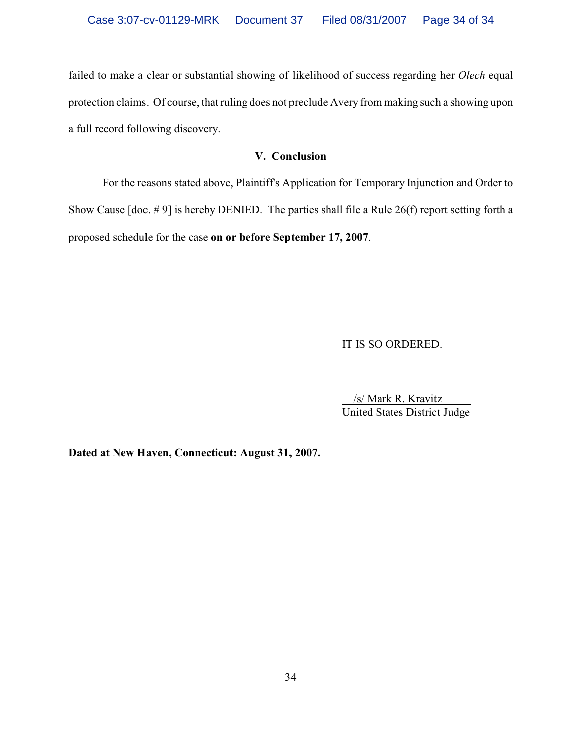failed to make a clear or substantial showing of likelihood of success regarding her *Olech* equal protection claims. Of course, that ruling does not preclude Avery from making such a showing upon a full record following discovery.

## V. Conclusion

For the reasons stated above, Plaintiff's Application for Temporary Injunction and Order to Show Cause [doc. # 9] is hereby DENIED. The parties shall file a Rule 26(f) report setting forth a proposed schedule for the case **on or before September 17, 2007**.

IT IS SO ORDERED.

/s/ Mark R. Kravitz
United States District Judge

**Dated at New Haven, Connecticut: August 31, 2007.**